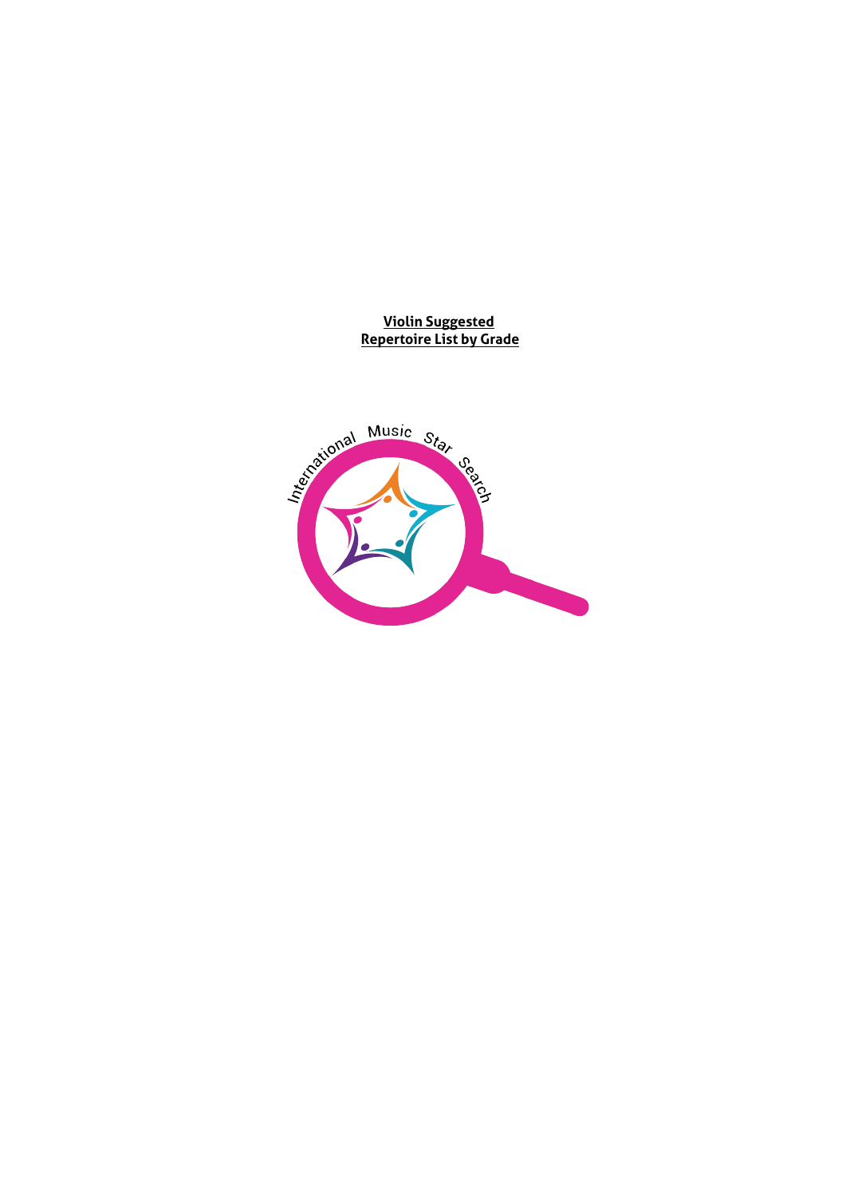# Violin Suggested Repertoire List by Grade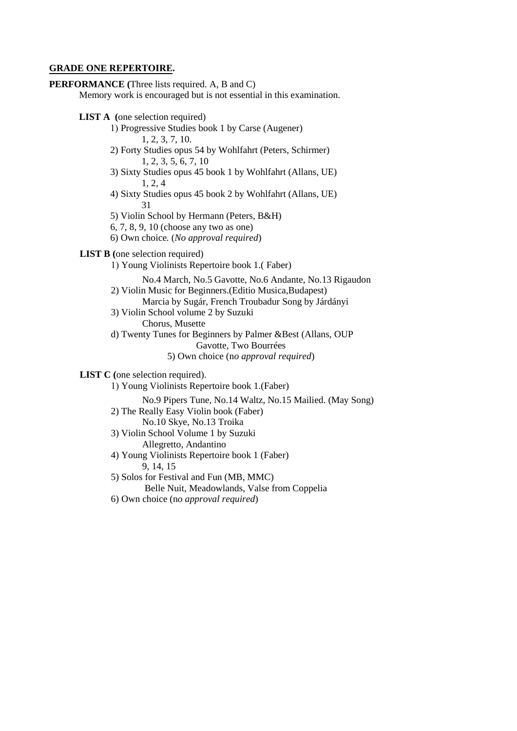**GRADE ONE REPERTOIRE.**

**PERFORMANCE (**Three lists required. A, B and C)

Memory work is encouraged but is not essential in this examination.

**LIST A (**one selection required)

1) Progressive Studies book 1 by Carse (Augener)
   1, 2, 3, 7, 10.
2) Forty Studies opus 54 by Wohlfahrt (Peters, Schirmer)
   1, 2, 3, 5, 6, 7, 10
3) Sixty Studies opus 45 book 1 by Wohlfahrt (Allans, UE)
   1, 2, 4
4) Sixty Studies opus 45 book 2 by Wohlfahrt (Allans, UE)
   31
5) Violin School by Hermann (Peters, B&H)
   6, 7, 8, 9, 10 (choose any two as one)
6) Own choice. (*No approval required*)

**LIST B (**one selection required)

1) Young Violinists Repertoire book 1.( Faber)
   No.4 March, No.5 Gavotte, No.6 Andante, No.13 Rigaudon
2) Violin Music for Beginners.(Editio Musica,Budapest)
   Marcia by Sugár, French Troubadur Song by Járdányi
3) Violin School volume 2 by Suzuki
   Chorus, Musette

d) Twenty Tunes for Beginners by Palmer &Best (Allans, OUP
   Gavotte, Two Bourrées

5) Own choice (n*o approval required*)

**LIST C (**one selection required).

1) Young Violinists Repertoire book 1.(Faber)
   No.9 Pipers Tune, No.14 Waltz, No.15 Mailied. (May Song)
2) The Really Easy Violin book (Faber)
   No.10 Skye, No.13 Troika
3) Violin School Volume 1 by Suzuki
   Allegretto, Andantino
4) Young Violinists Repertoire book 1 (Faber)
   9, 14, 15
5) Solos for Festival and Fun (MB, MMC)
   Belle Nuit, Meadowlands, Valse from Coppelia
6) Own choice (n*o approval required*)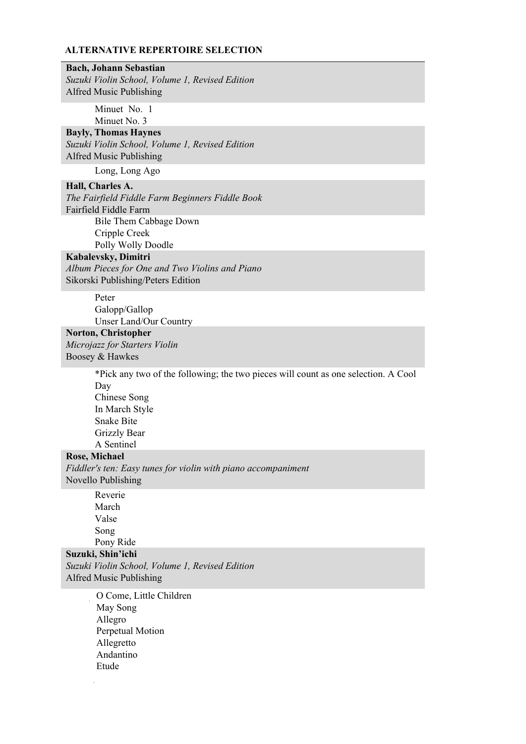## ALTERNATIVE REPERTOIRE SELECTION

**Bach, Johann Sebastian**
*Suzuki Violin School, Volume 1, Revised Edition*
Alfred Music Publishing

- Minuet No. 1
- Minuet No. 3

**Bayly, Thomas Haynes**
*Suzuki Violin School, Volume 1, Revised Edition*
Alfred Music Publishing

- Long, Long Ago

**Hall, Charles A.**
*The Fairfield Fiddle Farm Beginners Fiddle Book*
Fairfield Fiddle Farm

- Bile Them Cabbage Down
- Cripple Creek
- Polly Wolly Doodle

**Kabalevsky, Dimitri**
*Album Pieces for One and Two Violins and Piano*
Sikorski Publishing/Peters Edition

- Peter
- Galopp/Gallop
- Unser Land/Our Country

**Norton, Christopher**
*Microjazz for Starters Violin*
Boosey & Hawkes

*Pick any two of the following; the two pieces will count as one selection.

- A Cool Day
- Chinese Song
- In March Style
- Snake Bite
- Grizzly Bear
- A Sentinel

**Rose, Michael**
*Fiddler's ten: Easy tunes for violin with piano accompaniment*
Novello Publishing

- Reverie
- March
- Valse
- Song
- Pony Ride

**Suzuki, Shin'ichi**
*Suzuki Violin School, Volume 1, Revised Edition*
Alfred Music Publishing

- O Come, Little Children
- May Song
- Allegro
- Perpetual Motion
- Allegretto
- Andantino
- Etude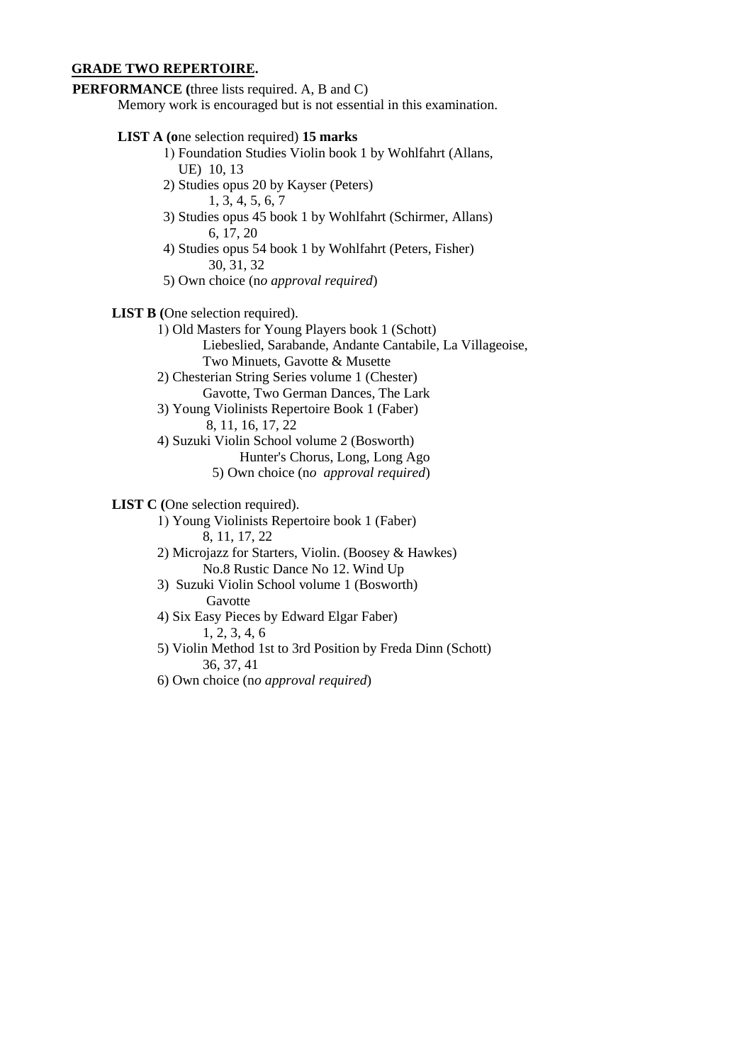**GRADE TWO REPERTOIRE.**

**PERFORMANCE (**three lists required. A, B and C)

Memory work is encouraged but is not essential in this examination.

**LIST A (o**ne selection required) **15 marks**

1) Foundation Studies Violin book 1 by Wohlfahrt (Allans, UE) 10, 13
2) Studies opus 20 by Kayser (Peters)
   1, 3, 4, 5, 6, 7
3) Studies opus 45 book 1 by Wohlfahrt (Schirmer, Allans)
   6, 17, 20
4) Studies opus 54 book 1 by Wohlfahrt (Peters, Fisher)
   30, 31, 32
5) Own choice (n*o approval required*)

**LIST B (**One selection required).

1) Old Masters for Young Players book 1 (Schott)
   Liebeslied, Sarabande, Andante Cantabile, La Villageoise, Two Minuets, Gavotte & Musette
2) Chesterian String Series volume 1 (Chester)
   Gavotte, Two German Dances, The Lark
3) Young Violinists Repertoire Book 1 (Faber)
   8, 11, 16, 17, 22
4) Suzuki Violin School volume 2 (Bosworth)
   Hunter's Chorus, Long, Long Ago
5) Own choice (n*o approval required*)

**LIST C (**One selection required).

1) Young Violinists Repertoire book 1 (Faber)
   8, 11, 17, 22
2) Microjazz for Starters, Violin. (Boosey & Hawkes)
   No.8 Rustic Dance No 12. Wind Up
3) Suzuki Violin School volume 1 (Bosworth)
   Gavotte
4) Six Easy Pieces by Edward Elgar Faber)
   1, 2, 3, 4, 6
5) Violin Method 1st to 3rd Position by Freda Dinn (Schott)
   36, 37, 41
6) Own choice (n*o approval required*)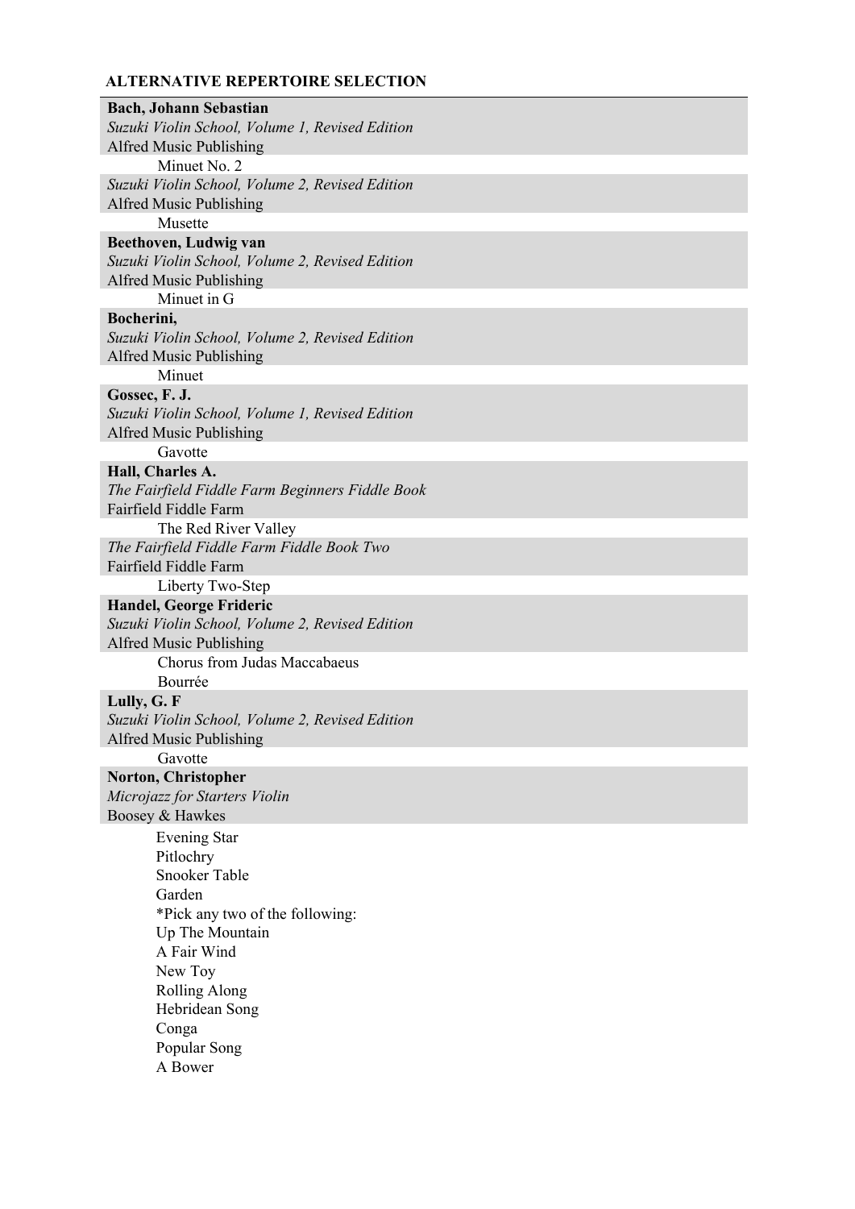## ALTERNATIVE REPERTOIRE SELECTION

**Bach, Johann Sebastian**
*Suzuki Violin School, Volume 1, Revised Edition*
Alfred Music Publishing
- Minuet No. 2

*Suzuki Violin School, Volume 2, Revised Edition*
Alfred Music Publishing
- Musette

**Beethoven, Ludwig van**
*Suzuki Violin School, Volume 2, Revised Edition*
Alfred Music Publishing
- Minuet in G

**Bocherini,**
*Suzuki Violin School, Volume 2, Revised Edition*
Alfred Music Publishing
- Minuet

**Gossec, F. J.**
*Suzuki Violin School, Volume 1, Revised Edition*
Alfred Music Publishing
- Gavotte

**Hall, Charles A.**
*The Fairfield Fiddle Farm Beginners Fiddle Book*
Fairfield Fiddle Farm
- The Red River Valley

*The Fairfield Fiddle Farm Fiddle Book Two*
Fairfield Fiddle Farm
- Liberty Two-Step

**Handel, George Frideric**
*Suzuki Violin School, Volume 2, Revised Edition*
Alfred Music Publishing
- Chorus from Judas Maccabaeus
- Bourrée

**Lully, G. F**
*Suzuki Violin School, Volume 2, Revised Edition*
Alfred Music Publishing
- Gavotte

**Norton, Christopher**
*Microjazz for Starters Violin*
Boosey & Hawkes
- Evening Star
- Pitlochry
- Snooker Table
- Garden
- *Pick any two of the following:
- Up The Mountain
- A Fair Wind
- New Toy
- Rolling Along
- Hebridean Song
- Conga
- Popular Song
- A Bower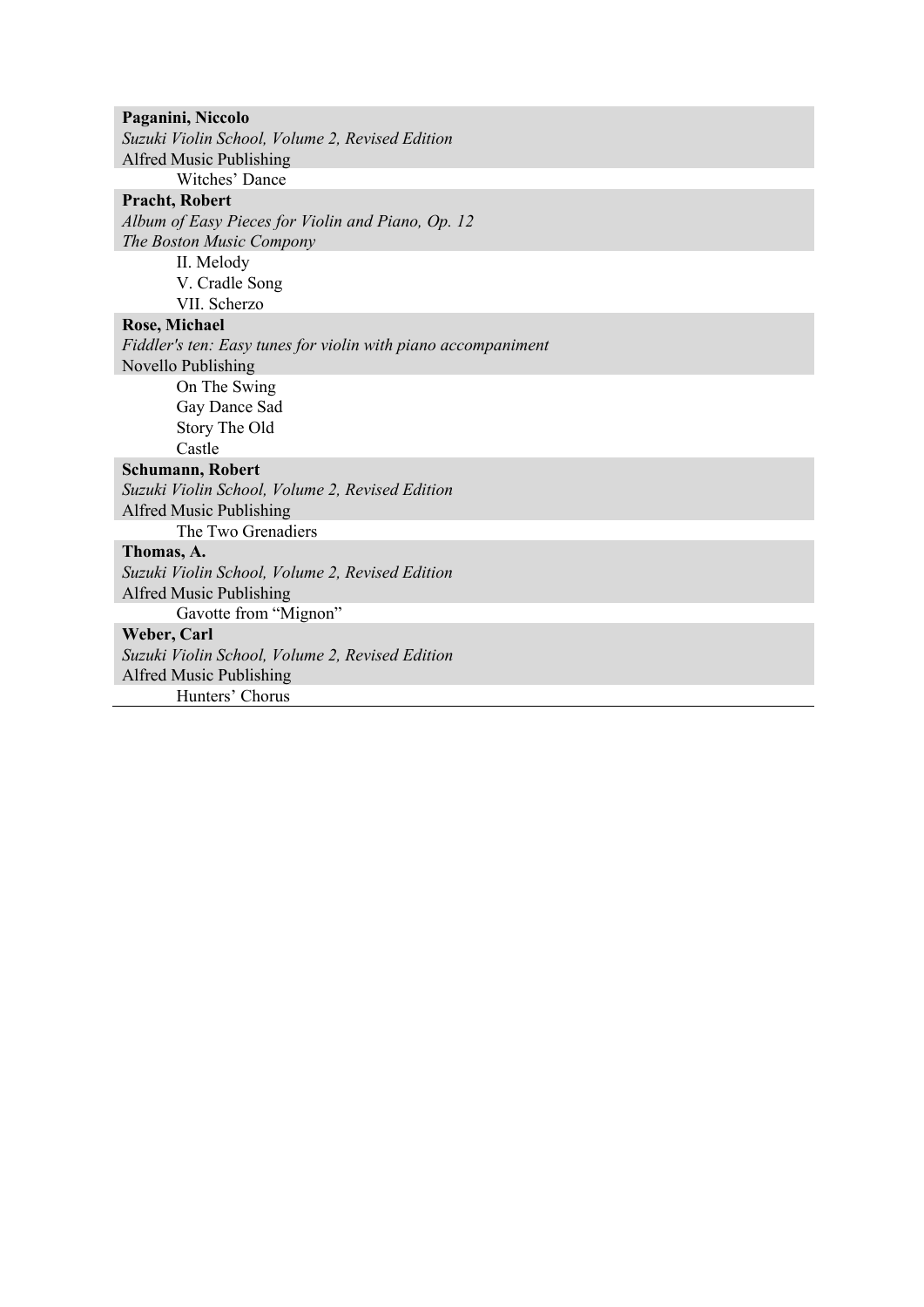**Paganini, Niccolo**
*Suzuki Violin School, Volume 2, Revised Edition*
Alfred Music Publishing

- Witches' Dance

**Pracht, Robert**
*Album of Easy Pieces for Violin and Piano, Op. 12*
*The Boston Music Compony*

- II. Melody
- V. Cradle Song
- VII. Scherzo

**Rose, Michael**
*Fiddler's ten: Easy tunes for violin with piano accompaniment*
Novello Publishing

- On The Swing
- Gay Dance Sad
- Story The Old
- Castle

**Schumann, Robert**
*Suzuki Violin School, Volume 2, Revised Edition*
Alfred Music Publishing

- The Two Grenadiers

**Thomas, A.**
*Suzuki Violin School, Volume 2, Revised Edition*
Alfred Music Publishing

- Gavotte from "Mignon"

**Weber, Carl**
*Suzuki Violin School, Volume 2, Revised Edition*
Alfred Music Publishing

- Hunters' Chorus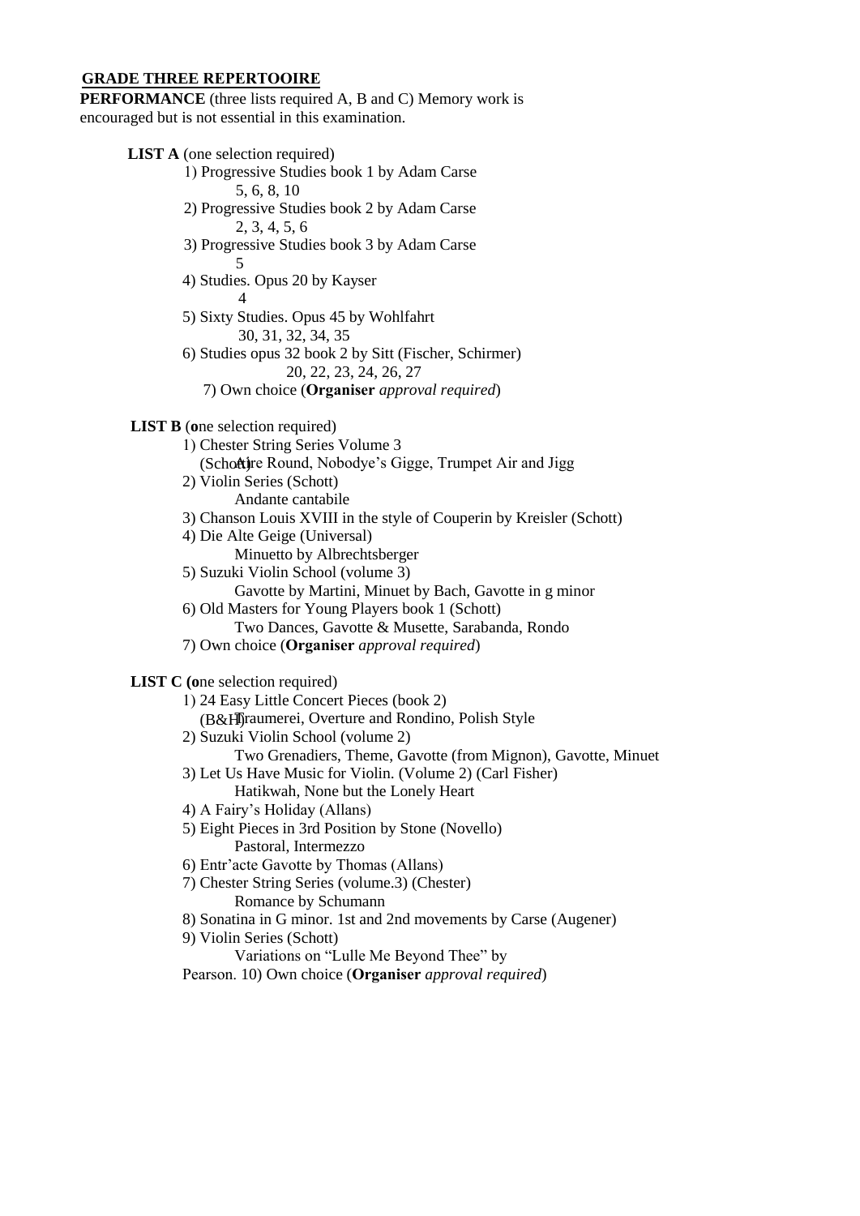## GRADE THREE REPERTOOIRE

**PERFORMANCE** (three lists required A, B and C) Memory work is encouraged but is not essential in this examination.

**LIST A** (one selection required)

1) Progressive Studies book 1 by Adam Carse
   5, 6, 8, 10
2) Progressive Studies book 2 by Adam Carse
   2, 3, 4, 5, 6
3) Progressive Studies book 3 by Adam Carse
   5
4) Studies. Opus 20 by Kayser
   4
5) Sixty Studies. Opus 45 by Wohlfahrt
   30, 31, 32, 34, 35
6) Studies opus 32 book 2 by Sitt (Fischer, Schirmer)
   20, 22, 23, 24, 26, 27
7) Own choice (**Organiser** *approval required*)

**LIST B** (**o**ne selection required)

1) Chester String Series Volume 3 (Schott)
   Aire Round, Nobodye's Gigge, Trumpet Air and Jigg
2) Violin Series (Schott)
   Andante cantabile
3) Chanson Louis XVIII in the style of Couperin by Kreisler (Schott)
4) Die Alte Geige (Universal)
   Minuetto by Albrechtsberger
5) Suzuki Violin School (volume 3)
   Gavotte by Martini, Minuet by Bach, Gavotte in g minor
6) Old Masters for Young Players book 1 (Schott)
   Two Dances, Gavotte & Musette, Sarabanda, Rondo
7) Own choice (**Organiser** *approval required*)

**LIST C (o**ne selection required)

1) 24 Easy Little Concert Pieces (book 2) (B&H)
   Traumerei, Overture and Rondino, Polish Style
2) Suzuki Violin School (volume 2)
   Two Grenadiers, Theme, Gavotte (from Mignon), Gavotte, Minuet
3) Let Us Have Music for Violin. (Volume 2) (Carl Fisher)
   Hatikwah, None but the Lonely Heart
4) A Fairy's Holiday (Allans)
5) Eight Pieces in 3rd Position by Stone (Novello)
   Pastoral, Intermezzo
6) Entr'acte Gavotte by Thomas (Allans)
7) Chester String Series (volume.3) (Chester)
   Romance by Schumann
8) Sonatina in G minor. 1st and 2nd movements by Carse (Augener)
9) Violin Series (Schott)
   Variations on "Lulle Me Beyond Thee" by Pearson.
10) Own choice (**Organiser** *approval required*)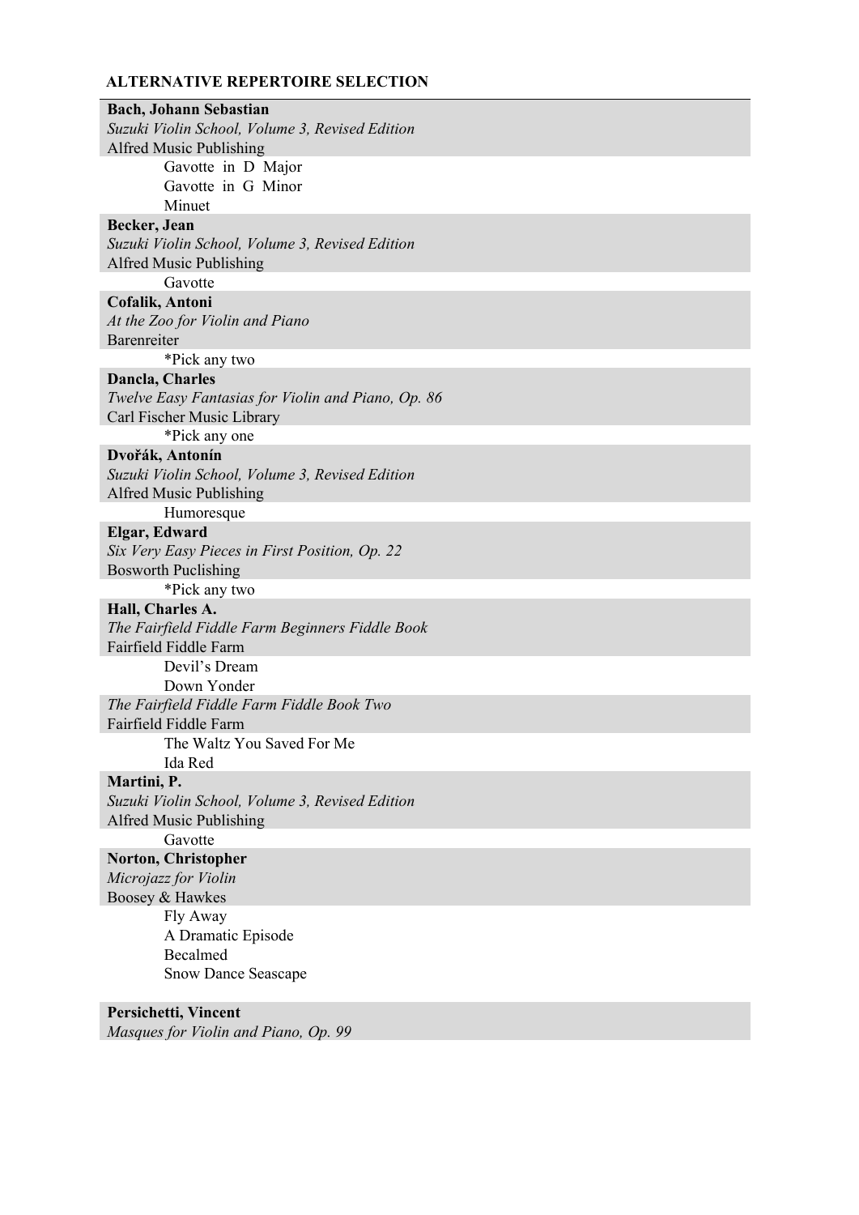## ALTERNATIVE REPERTOIRE SELECTION

**Bach, Johann Sebastian**
*Suzuki Violin School, Volume 3, Revised Edition*
Alfred Music Publishing

- Gavotte in D Major
- Gavotte in G Minor
- Minuet

**Becker, Jean**
*Suzuki Violin School, Volume 3, Revised Edition*
Alfred Music Publishing

- Gavotte

**Cofalik, Antoni**
*At the Zoo for Violin and Piano*
Barenreiter

- *Pick any two

**Dancla, Charles**
*Twelve Easy Fantasias for Violin and Piano, Op. 86*
Carl Fischer Music Library

- *Pick any one

**Dvořák, Antonín**
*Suzuki Violin School, Volume 3, Revised Edition*
Alfred Music Publishing

- Humoresque

**Elgar, Edward**
*Six Very Easy Pieces in First Position, Op. 22*
Bosworth Puclishing

- *Pick any two

**Hall, Charles A.**
*The Fairfield Fiddle Farm Beginners Fiddle Book*
Fairfield Fiddle Farm

- Devil's Dream
- Down Yonder

*The Fairfield Fiddle Farm Fiddle Book Two*
Fairfield Fiddle Farm

- The Waltz You Saved For Me
- Ida Red

**Martini, P.**
*Suzuki Violin School, Volume 3, Revised Edition*
Alfred Music Publishing

- Gavotte

**Norton, Christopher**
*Microjazz for Violin*
Boosey & Hawkes

- Fly Away
- A Dramatic Episode
- Becalmed
- Snow Dance Seascape

**Persichetti, Vincent**
*Masques for Violin and Piano, Op. 99*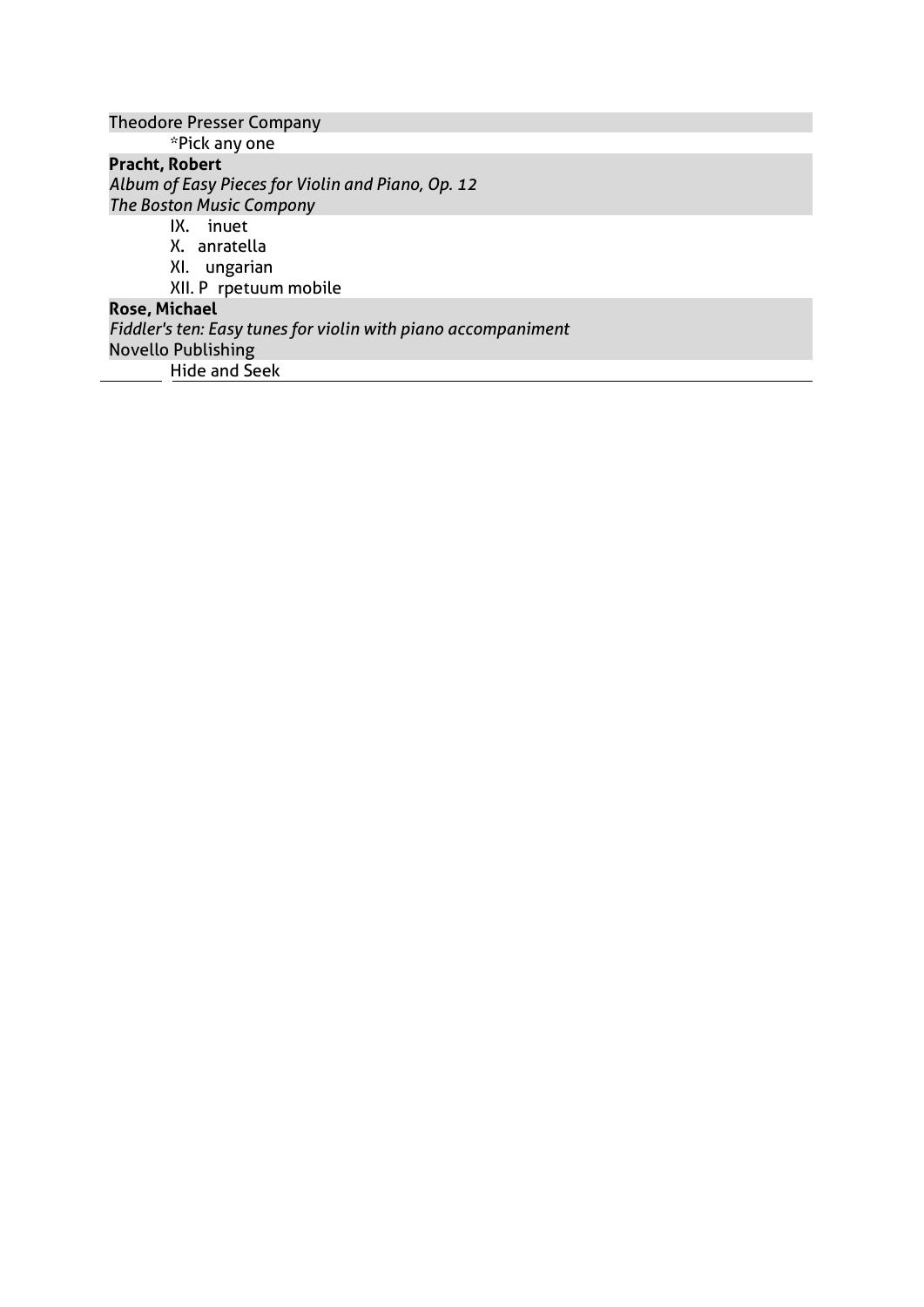Theodore Presser Company

*Pick any one

**Pracht, Robert**

*Album of Easy Pieces for Violin and Piano, Op. 12*

*The Boston Music Compony*

IX. inuet

X. anratella

XI. ungarian

XII. P rpetuum mobile

**Rose, Michael**

*Fiddler's ten: Easy tunes for violin with piano accompaniment*

Novello Publishing

Hide and Seek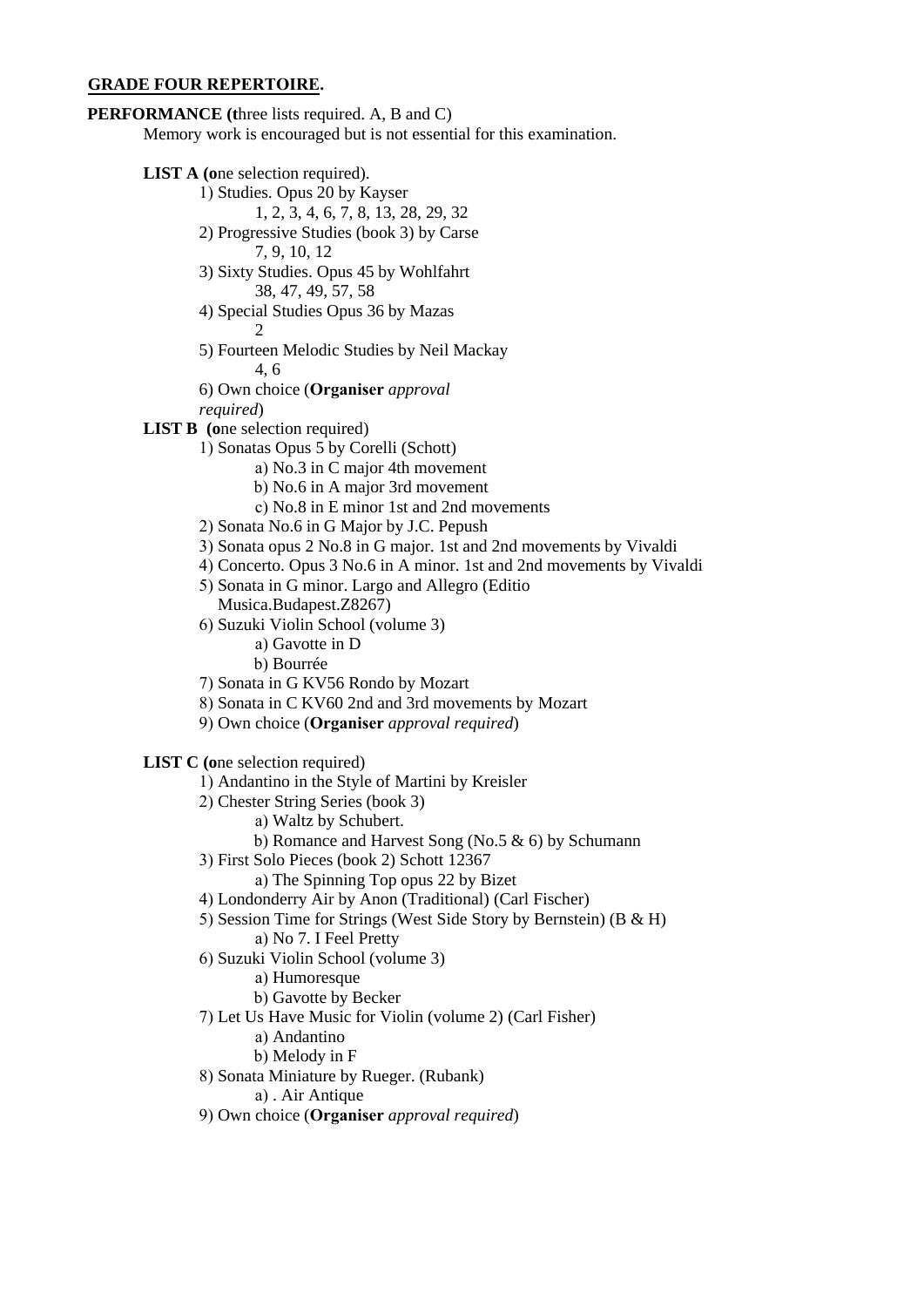## GRADE FOUR REPERTOIRE.

**PERFORMANCE (t**hree lists required. A, B and C)

Memory work is encouraged but is not essential for this examination.

**LIST A (o**ne selection required).

1) Studies. Opus 20 by Kayser
   - 1, 2, 3, 4, 6, 7, 8, 13, 28, 29, 32
2) Progressive Studies (book 3) by Carse
   - 7, 9, 10, 12
3) Sixty Studies. Opus 45 by Wohlfahrt
   - 38, 47, 49, 57, 58
4) Special Studies Opus 36 by Mazas
   - 2
5) Fourteen Melodic Studies by Neil Mackay
   - 4, 6
6) Own choice (**Organiser** *approval required*)

**LIST B (o**ne selection required)

1) Sonatas Opus 5 by Corelli (Schott)
   - a) No.3 in C major 4th movement
   - b) No.6 in A major 3rd movement
   - c) No.8 in E minor 1st and 2nd movements
2) Sonata No.6 in G Major by J.C. Pepush
3) Sonata opus 2 No.8 in G major. 1st and 2nd movements by Vivaldi
4) Concerto. Opus 3 No.6 in A minor. 1st and 2nd movements by Vivaldi
5) Sonata in G minor. Largo and Allegro (Editio Musica.Budapest.Z8267)
6) Suzuki Violin School (volume 3)
   - a) Gavotte in D
   - b) Bourrée
7) Sonata in G KV56 Rondo by Mozart
8) Sonata in C KV60 2nd and 3rd movements by Mozart
9) Own choice (**Organiser** *approval required*)

**LIST C (o**ne selection required)

1) Andantino in the Style of Martini by Kreisler
2) Chester String Series (book 3)
   - a) Waltz by Schubert.
   - b) Romance and Harvest Song (No.5 & 6) by Schumann
3) First Solo Pieces (book 2) Schott 12367
   - a) The Spinning Top opus 22 by Bizet
4) Londonderry Air by Anon (Traditional) (Carl Fischer)
5) Session Time for Strings (West Side Story by Bernstein) (B & H)
   - a) No 7. I Feel Pretty
6) Suzuki Violin School (volume 3)
   - a) Humoresque
   - b) Gavotte by Becker
7) Let Us Have Music for Violin (volume 2) (Carl Fisher)
   - a) Andantino
   - b) Melody in F
8) Sonata Miniature by Rueger. (Rubank)
   - a) . Air Antique
9) Own choice (**Organiser** *approval required*)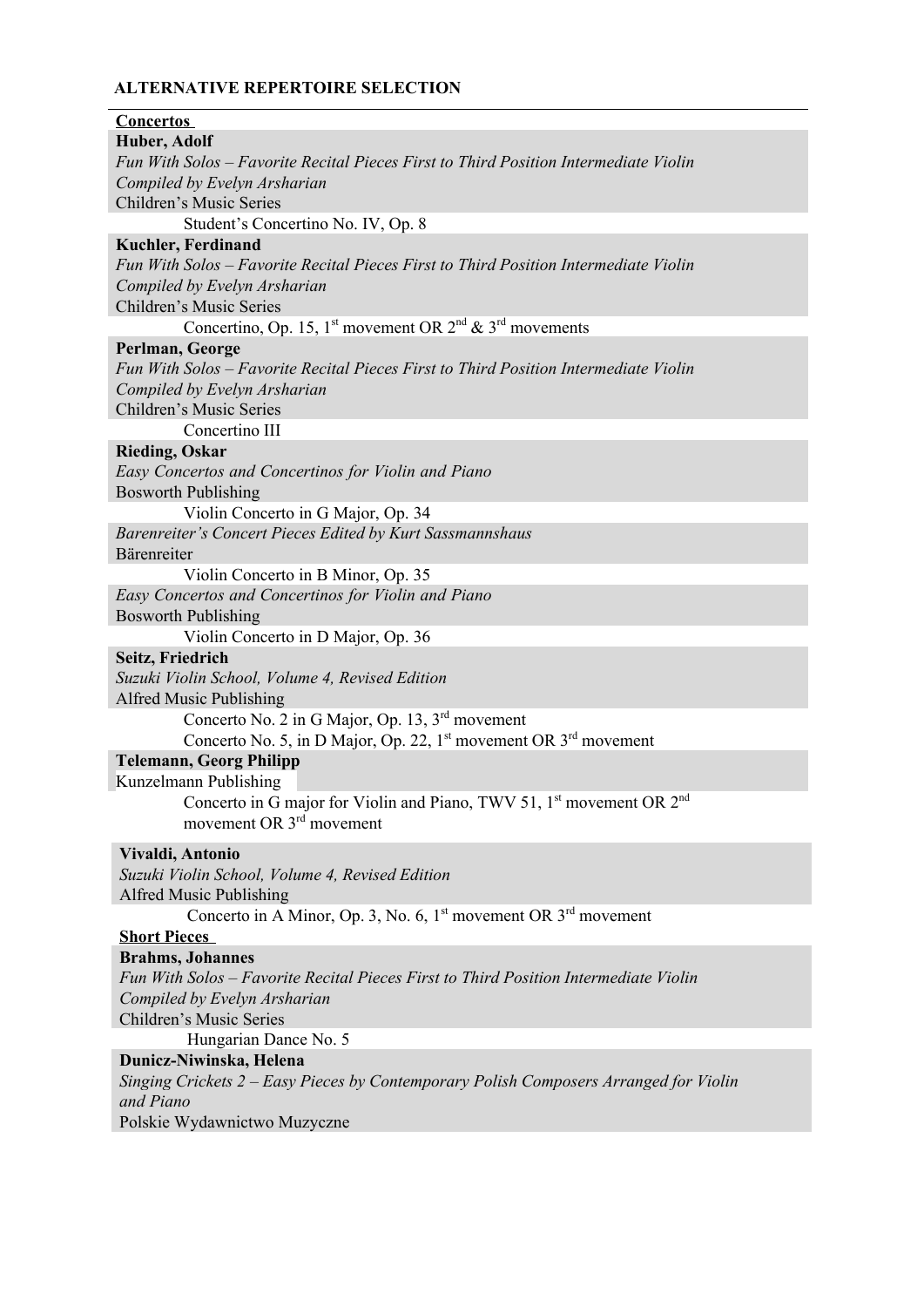**ALTERNATIVE REPERTOIRE SELECTION**

**Concertos**

**Huber, Adolf**
*Fun With Solos – Favorite Recital Pieces First to Third Position Intermediate Violin*
*Compiled by Evelyn Arsharian*
Children's Music Series

Student's Concertino No. IV, Op. 8

**Kuchler, Ferdinand**
*Fun With Solos – Favorite Recital Pieces First to Third Position Intermediate Violin*
*Compiled by Evelyn Arsharian*
Children's Music Series

Concertino, Op. 15, 1st movement OR 2nd & 3rd movements

**Perlman, George**
*Fun With Solos – Favorite Recital Pieces First to Third Position Intermediate Violin*
*Compiled by Evelyn Arsharian*
Children's Music Series

Concertino III

**Rieding, Oskar**
*Easy Concertos and Concertinos for Violin and Piano*
Bosworth Publishing

Violin Concerto in G Major, Op. 34

*Barenreiter's Concert Pieces Edited by Kurt Sassmannshaus*
Bärenreiter

Violin Concerto in B Minor, Op. 35

*Easy Concertos and Concertinos for Violin and Piano*
Bosworth Publishing

Violin Concerto in D Major, Op. 36

**Seitz, Friedrich**
*Suzuki Violin School, Volume 4, Revised Edition*
Alfred Music Publishing

Concerto No. 2 in G Major, Op. 13, 3rd movement
Concerto No. 5, in D Major, Op. 22, 1st movement OR 3rd movement

**Telemann, Georg Philipp**
Kunzelmann Publishing

Concerto in G major for Violin and Piano, TWV 51, 1st movement OR 2nd movement OR 3rd movement

**Vivaldi, Antonio**
*Suzuki Violin School, Volume 4, Revised Edition*
Alfred Music Publishing

Concerto in A Minor, Op. 3, No. 6, 1st movement OR 3rd movement

**Short Pieces**

**Brahms, Johannes**
*Fun With Solos – Favorite Recital Pieces First to Third Position Intermediate Violin*
*Compiled by Evelyn Arsharian*
Children's Music Series

Hungarian Dance No. 5

**Dunicz-Niwinska, Helena**
*Singing Crickets 2 – Easy Pieces by Contemporary Polish Composers Arranged for Violin and Piano*
Polskie Wydawnictwo Muzyczne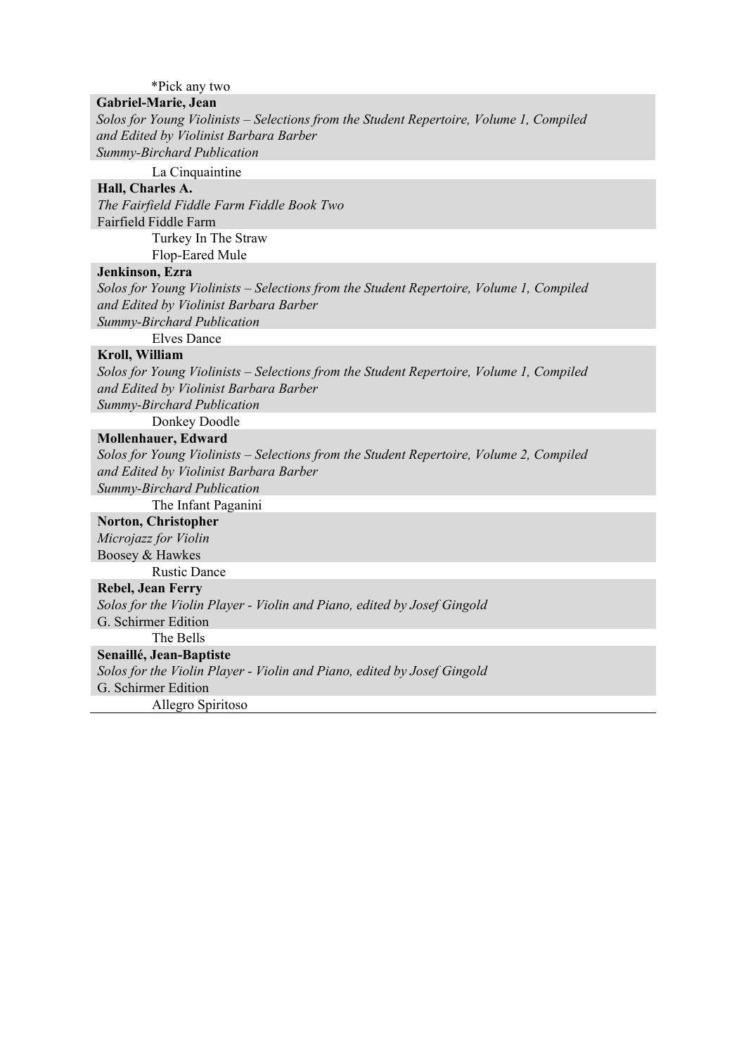*Pick any two

**Gabriel-Marie, Jean**
*Solos for Young Violinists – Selections from the Student Repertoire, Volume 1, Compiled and Edited by Violinist Barbara Barber*
*Summy-Birchard Publication*

La Cinquaintine

**Hall, Charles A.**
*The Fairfield Fiddle Farm Fiddle Book Two*
Fairfield Fiddle Farm

Turkey In The Straw
Flop-Eared Mule

**Jenkinson, Ezra**
*Solos for Young Violinists – Selections from the Student Repertoire, Volume 1, Compiled and Edited by Violinist Barbara Barber*
*Summy-Birchard Publication*

Elves Dance

**Kroll, William**
*Solos for Young Violinists – Selections from the Student Repertoire, Volume 1, Compiled and Edited by Violinist Barbara Barber*
*Summy-Birchard Publication*

Donkey Doodle

**Mollenhauer, Edward**
*Solos for Young Violinists – Selections from the Student Repertoire, Volume 2, Compiled and Edited by Violinist Barbara Barber*
*Summy-Birchard Publication*

The Infant Paganini

**Norton, Christopher**
*Microjazz for Violin*
Boosey & Hawkes

Rustic Dance

**Rebel, Jean Ferry**
*Solos for the Violin Player - Violin and Piano, edited by Josef Gingold*
G. Schirmer Edition

The Bells

**Senaillé, Jean-Baptiste**
*Solos for the Violin Player - Violin and Piano, edited by Josef Gingold*
G. Schirmer Edition

Allegro Spiritoso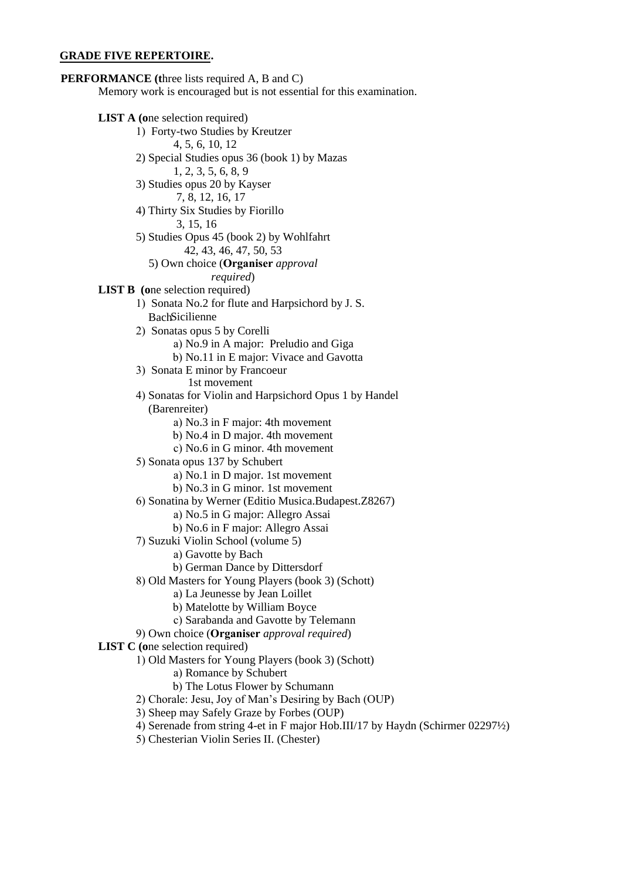**GRADE FIVE REPERTOIRE.**

**PERFORMANCE (t**hree lists required A, B and C)

Memory work is encouraged but is not essential for this examination.

**LIST A (o**ne selection required)

1) Forty-two Studies by Kreutzer
   4, 5, 6, 10, 12
2) Special Studies opus 36 (book 1) by Mazas
   1, 2, 3, 5, 6, 8, 9
3) Studies opus 20 by Kayser
   7, 8, 12, 16, 17
4) Thirty Six Studies by Fiorillo
   3, 15, 16
5) Studies Opus 45 (book 2) by Wohlfahrt
   42, 43, 46, 47, 50, 53
5) Own choice (**Organiser** *approval required*)

**LIST B (o**ne selection required)

1) Sonata No.2 for flute and Harpsichord by J. S. Bach Sicilienne
2) Sonatas opus 5 by Corelli
   a) No.9 in A major: Preludio and Giga
   b) No.11 in E major: Vivace and Gavotta
3) Sonata E minor by Francoeur
   1st movement
4) Sonatas for Violin and Harpsichord Opus 1 by Handel (Barenreiter)
   a) No.3 in F major: 4th movement
   b) No.4 in D major. 4th movement
   c) No.6 in G minor. 4th movement
5) Sonata opus 137 by Schubert
   a) No.1 in D major. 1st movement
   b) No.3 in G minor. 1st movement
6) Sonatina by Werner (Editio Musica.Budapest.Z8267)
   a) No.5 in G major: Allegro Assai
   b) No.6 in F major: Allegro Assai
7) Suzuki Violin School (volume 5)
   a) Gavotte by Bach
   b) German Dance by Dittersdorf
8) Old Masters for Young Players (book 3) (Schott)
   a) La Jeunesse by Jean Loillet
   b) Matelotte by William Boyce
   c) Sarabanda and Gavotte by Telemann
9) Own choice (**Organiser** *approval required*)

**LIST C (o**ne selection required)

1) Old Masters for Young Players (book 3) (Schott)
   a) Romance by Schubert
   b) The Lotus Flower by Schumann
2) Chorale: Jesu, Joy of Man's Desiring by Bach (OUP)
3) Sheep may Safely Graze by Forbes (OUP)
4) Serenade from string 4-et in F major Hob.III/17 by Haydn (Schirmer 02297½)
5) Chesterian Violin Series II. (Chester)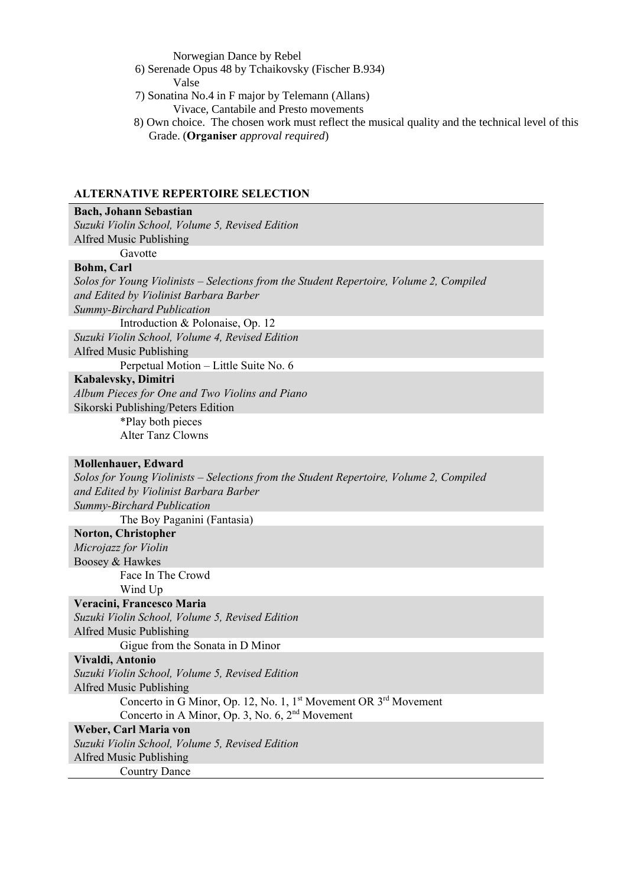Norwegian Dance by Rebel

6) Serenade Opus 48 by Tchaikovsky (Fischer B.934)
   Valse
7) Sonatina No.4 in F major by Telemann (Allans)
   Vivace, Cantabile and Presto movements
8) Own choice. The chosen work must reflect the musical quality and the technical level of this Grade. (**Organiser** *approval required*)

**ALTERNATIVE REPERTOIRE SELECTION**

**Bach, Johann Sebastian**
*Suzuki Violin School, Volume 5, Revised Edition*
Alfred Music Publishing
- Gavotte

**Bohm, Carl**
*Solos for Young Violinists – Selections from the Student Repertoire, Volume 2, Compiled and Edited by Violinist Barbara Barber*
*Summy-Birchard Publication*
- Introduction & Polonaise, Op. 12

*Suzuki Violin School, Volume 4, Revised Edition*
Alfred Music Publishing
- Perpetual Motion – Little Suite No. 6

**Kabalevsky, Dimitri**
*Album Pieces for One and Two Violins and Piano*
Sikorski Publishing/Peters Edition
- *Play both pieces
- Alter Tanz Clowns

**Mollenhauer, Edward**
*Solos for Young Violinists – Selections from the Student Repertoire, Volume 2, Compiled and Edited by Violinist Barbara Barber*
*Summy-Birchard Publication*
- The Boy Paganini (Fantasia)

**Norton, Christopher**
*Microjazz for Violin*
Boosey & Hawkes
- Face In The Crowd
- Wind Up

**Veracini, Francesco Maria**
*Suzuki Violin School, Volume 5, Revised Edition*
Alfred Music Publishing
- Gigue from the Sonata in D Minor

**Vivaldi, Antonio**
*Suzuki Violin School, Volume 5, Revised Edition*
Alfred Music Publishing
- Concerto in G Minor, Op. 12, No. 1, 1st Movement OR 3rd Movement
- Concerto in A Minor, Op. 3, No. 6, 2nd Movement

**Weber, Carl Maria von**
*Suzuki Violin School, Volume 5, Revised Edition*
Alfred Music Publishing
- Country Dance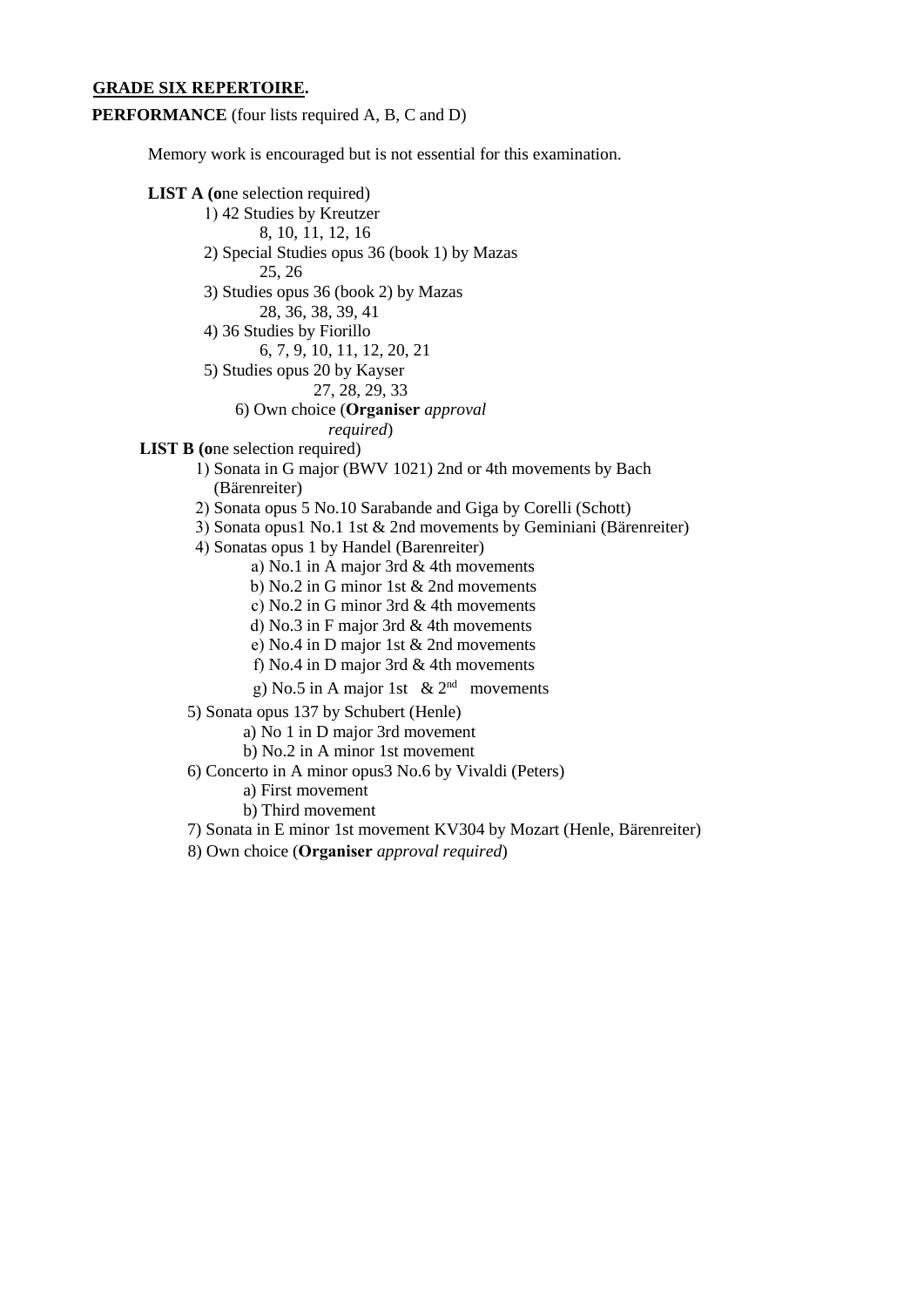## GRADE SIX REPERTOIRE.

**PERFORMANCE** (four lists required A, B, C and D)

Memory work is encouraged but is not essential for this examination.

**LIST A (o**ne selection required)

1) 42 Studies by Kreutzer
   - 8, 10, 11, 12, 16
2) Special Studies opus 36 (book 1) by Mazas
   - 25, 26
3) Studies opus 36 (book 2) by Mazas
   - 28, 36, 38, 39, 41
4) 36 Studies by Fiorillo
   - 6, 7, 9, 10, 11, 12, 20, 21
5) Studies opus 20 by Kayser
   - 27, 28, 29, 33
6) Own choice (**Organiser** *approval required*)

**LIST B (o**ne selection required)

1) Sonata in G major (BWV 1021) 2nd or 4th movements by Bach (Bärenreiter)
2) Sonata opus 5 No.10 Sarabande and Giga by Corelli (Schott)
3) Sonata opus1 No.1 1st & 2nd movements by Geminiani (Bärenreiter)
4) Sonatas opus 1 by Handel (Barenreiter)
   - a) No.1 in A major 3rd & 4th movements
   - b) No.2 in G minor 1st & 2nd movements
   - c) No.2 in G minor 3rd & 4th movements
   - d) No.3 in F major 3rd & 4th movements
   - e) No.4 in D major 1st & 2nd movements
   - f) No.4 in D major 3rd & 4th movements
   - g) No.5 in A major 1st & 2nd movements
5) Sonata opus 137 by Schubert (Henle)
   - a) No 1 in D major 3rd movement
   - b) No.2 in A minor 1st movement
6) Concerto in A minor opus3 No.6 by Vivaldi (Peters)
   - a) First movement
   - b) Third movement
7) Sonata in E minor 1st movement KV304 by Mozart (Henle, Bärenreiter)
8) Own choice (**Organiser** *approval required*)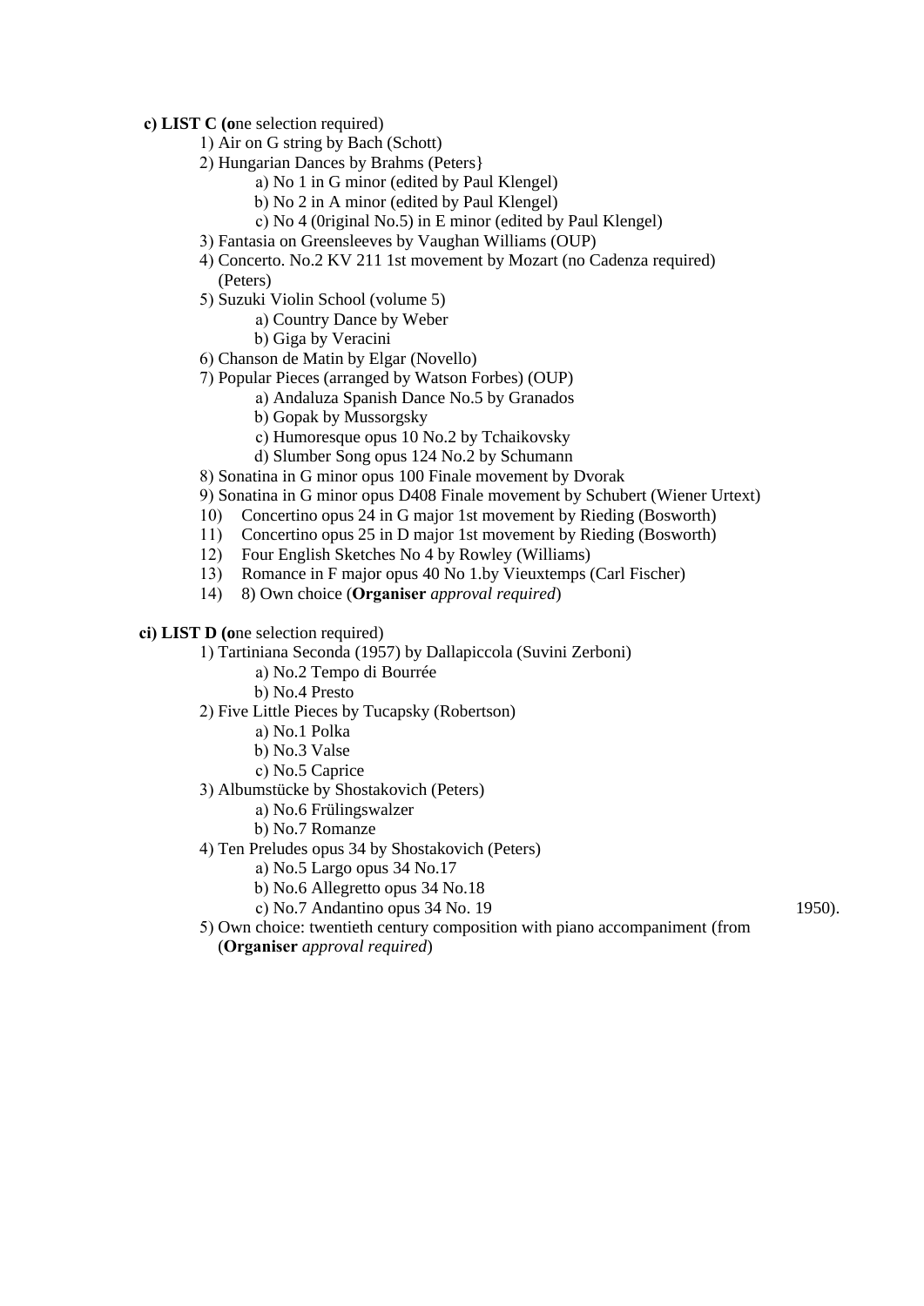**c) LIST C (o**ne selection required)

1) Air on G string by Bach (Schott)
2) Hungarian Dances by Brahms (Peters}
    a) No 1 in G minor (edited by Paul Klengel)
    b) No 2 in A minor (edited by Paul Klengel)
    c) No 4 (0riginal No.5) in E minor (edited by Paul Klengel)
3) Fantasia on Greensleeves by Vaughan Williams (OUP)
4) Concerto. No.2 KV 211 1st movement by Mozart (no Cadenza required) (Peters)
5) Suzuki Violin School (volume 5)
    a) Country Dance by Weber
    b) Giga by Veracini
6) Chanson de Matin by Elgar (Novello)
7) Popular Pieces (arranged by Watson Forbes) (OUP)
    a) Andaluza Spanish Dance No.5 by Granados
    b) Gopak by Mussorgsky
    c) Humoresque opus 10 No.2 by Tchaikovsky
    d) Slumber Song opus 124 No.2 by Schumann
8) Sonatina in G minor opus 100 Finale movement by Dvorak
9) Sonatina in G minor opus D408 Finale movement by Schubert (Wiener Urtext)
10) Concertino opus 24 in G major 1st movement by Rieding (Bosworth)
11) Concertino opus 25 in D major 1st movement by Rieding (Bosworth)
12) Four English Sketches No 4 by Rowley (Williams)
13) Romance in F major opus 40 No 1.by Vieuxtemps (Carl Fischer)
14) 8) Own choice (**Organiser** *approval required*)

**ci) LIST D (o**ne selection required)

1) Tartiniana Seconda (1957) by Dallapiccola (Suvini Zerboni)
    a) No.2 Tempo di Bourrée
    b) No.4 Presto
2) Five Little Pieces by Tucapsky (Robertson)
    a) No.1 Polka
    b) No.3 Valse
    c) No.5 Caprice
3) Albumstücke by Shostakovich (Peters)
    a) No.6 Frülingswalzer
    b) No.7 Romanze
4) Ten Preludes opus 34 by Shostakovich (Peters)
    a) No.5 Largo opus 34 No.17
    b) No.6 Allegretto opus 34 No.18
    c) No.7 Andantino opus 34 No. 19 1950).
5) Own choice: twentieth century composition with piano accompaniment (from (**Organiser** *approval required*)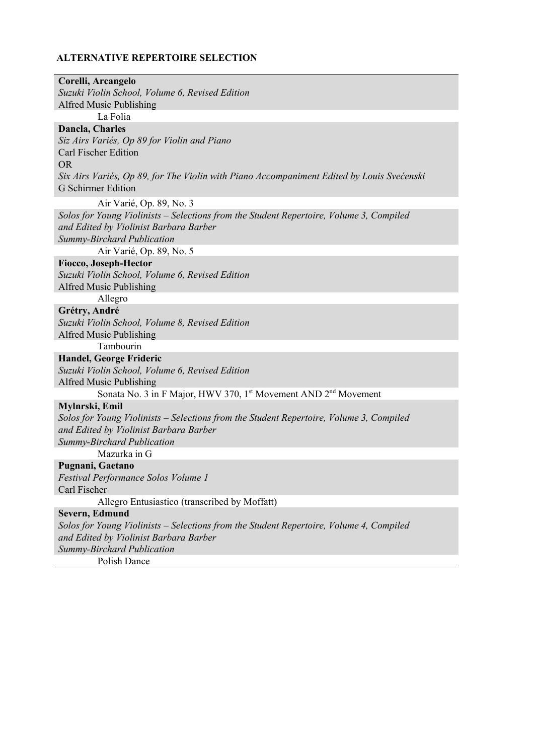**ALTERNATIVE REPERTOIRE SELECTION**

**Corelli, Arcangelo**
*Suzuki Violin School, Volume 6, Revised Edition*
Alfred Music Publishing
La Folia

**Dancla, Charles**
*Siz Airs Variés, Op 89 for Violin and Piano*
Carl Fischer Edition
OR
*Six Airs Variés, Op 89, for The Violin with Piano Accompaniment Edited by Louis Svećenski*
G Schirmer Edition
Air Varié, Op. 89, No. 3

*Solos for Young Violinists – Selections from the Student Repertoire, Volume 3, Compiled and Edited by Violinist Barbara Barber*
*Summy-Birchard Publication*
Air Varié, Op. 89, No. 5

**Fiocco, Joseph-Hector**
*Suzuki Violin School, Volume 6, Revised Edition*
Alfred Music Publishing
Allegro

**Grétry, André**
*Suzuki Violin School, Volume 8, Revised Edition*
Alfred Music Publishing
Tambourin

**Handel, George Frideric**
*Suzuki Violin School, Volume 6, Revised Edition*
Alfred Music Publishing
Sonata No. 3 in F Major, HWV 370, 1st Movement AND 2nd Movement

**Mylnrski, Emil**
*Solos for Young Violinists – Selections from the Student Repertoire, Volume 3, Compiled and Edited by Violinist Barbara Barber*
*Summy-Birchard Publication*
Mazurka in G

**Pugnani, Gaetano**
*Festival Performance Solos Volume 1*
Carl Fischer
Allegro Entusiastico (transcribed by Moffatt)

**Severn, Edmund**
*Solos for Young Violinists – Selections from the Student Repertoire, Volume 4, Compiled and Edited by Violinist Barbara Barber*
*Summy-Birchard Publication*
Polish Dance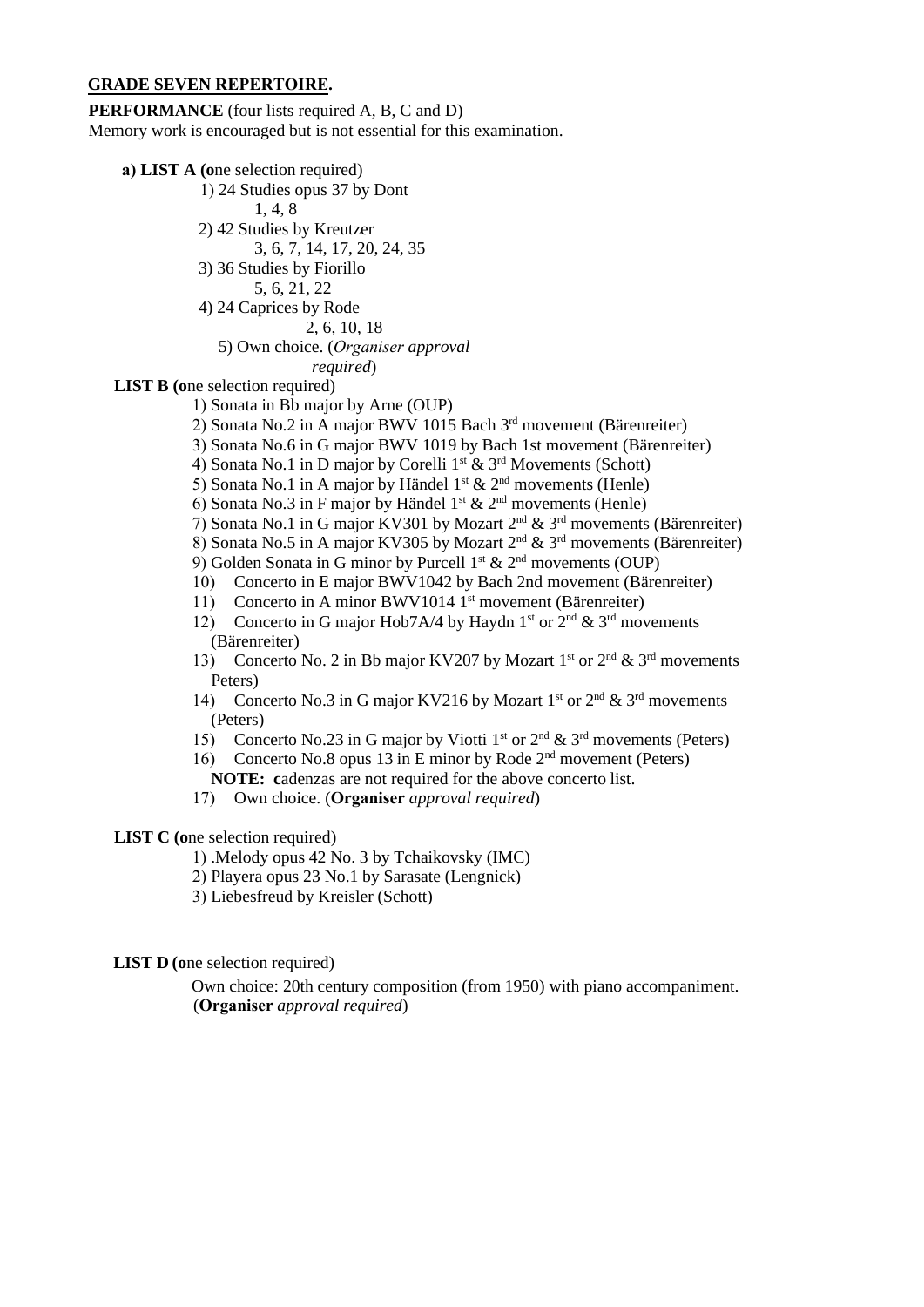**GRADE SEVEN REPERTOIRE.**

**PERFORMANCE** (four lists required A, B, C and D)
Memory work is encouraged but is not essential for this examination.

**a) LIST A (o**ne selection required)

1) 24 Studies opus 37 by Dont
   1, 4, 8
2) 42 Studies by Kreutzer
   3, 6, 7, 14, 17, 20, 24, 35
3) 36 Studies by Fiorillo
   5, 6, 21, 22
4) 24 Caprices by Rode
   2, 6, 10, 18
5) Own choice. (*Organiser approval required*)

**LIST B (o**ne selection required)

1) Sonata in Bb major by Arne (OUP)
2) Sonata No.2 in A major BWV 1015 Bach 3rd movement (Bärenreiter)
3) Sonata No.6 in G major BWV 1019 by Bach 1st movement (Bärenreiter)
4) Sonata No.1 in D major by Corelli 1st & 3rd Movements (Schott)
5) Sonata No.1 in A major by Händel 1st & 2nd movements (Henle)
6) Sonata No.3 in F major by Händel 1st & 2nd movements (Henle)
7) Sonata No.1 in G major KV301 by Mozart 2nd & 3rd movements (Bärenreiter)
8) Sonata No.5 in A major KV305 by Mozart 2nd & 3rd movements (Bärenreiter)
9) Golden Sonata in G minor by Purcell 1st & 2nd movements (OUP)
10) Concerto in E major BWV1042 by Bach 2nd movement (Bärenreiter)
11) Concerto in A minor BWV1014 1st movement (Bärenreiter)
12) Concerto in G major Hob7A/4 by Haydn 1st or 2nd & 3rd movements (Bärenreiter)
13) Concerto No. 2 in Bb major KV207 by Mozart 1st or 2nd & 3rd movements Peters)
14) Concerto No.3 in G major KV216 by Mozart 1st or 2nd & 3rd movements (Peters)
15) Concerto No.23 in G major by Viotti 1st or 2nd & 3rd movements (Peters)
16) Concerto No.8 opus 13 in E minor by Rode 2nd movement (Peters)
    **NOTE: c**adenzas are not required for the above concerto list.
17) Own choice. (**Organiser** *approval required*)

**LIST C (o**ne selection required)

1) .Melody opus 42 No. 3 by Tchaikovsky (IMC)
2) Playera opus 23 No.1 by Sarasate (Lengnick)
3) Liebesfreud by Kreisler (Schott)

**LIST D (o**ne selection required)

Own choice: 20th century composition (from 1950) with piano accompaniment. (**Organiser** *approval required*)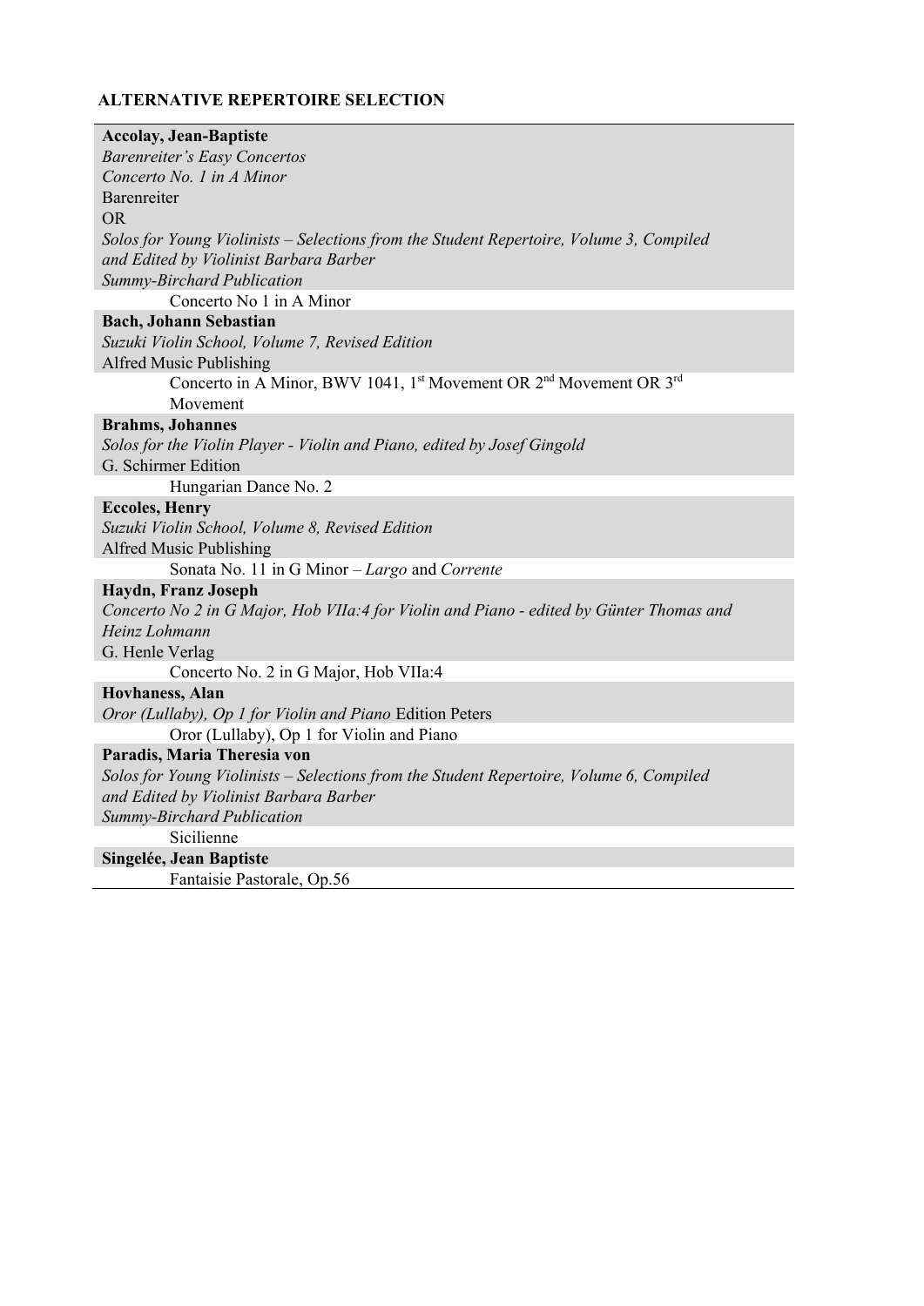## ALTERNATIVE REPERTOIRE SELECTION

**Accolay, Jean-Baptiste**
*Barenreiter's Easy Concertos*
*Concerto No. 1 in A Minor*
Barenreiter
OR
*Solos for Young Violinists – Selections from the Student Repertoire, Volume 3, Compiled and Edited by Violinist Barbara Barber*
*Summy-Birchard Publication*

Concerto No 1 in A Minor

**Bach, Johann Sebastian**
*Suzuki Violin School, Volume 7, Revised Edition*
Alfred Music Publishing

Concerto in A Minor, BWV 1041, 1st Movement OR 2nd Movement OR 3rd Movement

**Brahms, Johannes**
*Solos for the Violin Player - Violin and Piano, edited by Josef Gingold*
G. Schirmer Edition

Hungarian Dance No. 2

**Eccoles, Henry**
*Suzuki Violin School, Volume 8, Revised Edition*
Alfred Music Publishing

Sonata No. 11 in G Minor – *Largo* and *Corrente*

**Haydn, Franz Joseph**
*Concerto No 2 in G Major, Hob VIIa:4 for Violin and Piano - edited by Günter Thomas and Heinz Lohmann*
G. Henle Verlag

Concerto No. 2 in G Major, Hob VIIa:4

**Hovhaness, Alan**
*Oror (Lullaby), Op 1 for Violin and Piano* Edition Peters

Oror (Lullaby), Op 1 for Violin and Piano

**Paradis, Maria Theresia von**
*Solos for Young Violinists – Selections from the Student Repertoire, Volume 6, Compiled and Edited by Violinist Barbara Barber*
*Summy-Birchard Publication*

Sicilienne

**Singelée, Jean Baptiste**

Fantaisie Pastorale, Op.56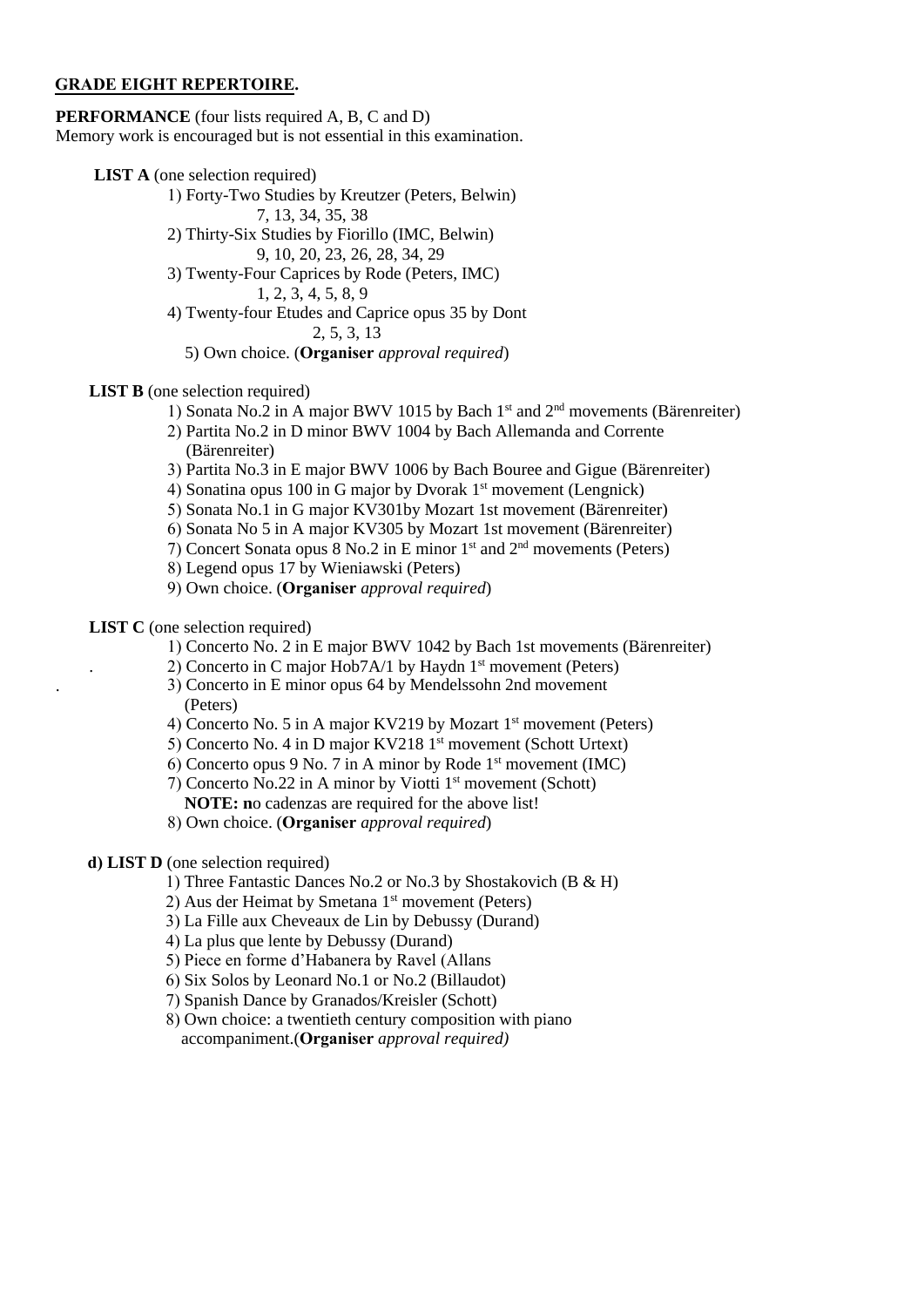**<u>GRADE EIGHT REPERTOIRE</u>.**

**PERFORMANCE** (four lists required A, B, C and D)
Memory work is encouraged but is not essential in this examination.

**LIST A** (one selection required)

1) Forty-Two Studies by Kreutzer (Peters, Belwin)
   7, 13, 34, 35, 38
2) Thirty-Six Studies by Fiorillo (IMC, Belwin)
   9, 10, 20, 23, 26, 28, 34, 29
3) Twenty-Four Caprices by Rode (Peters, IMC)
   1, 2, 3, 4, 5, 8, 9
4) Twenty-four Etudes and Caprice opus 35 by Dont
   2, 5, 3, 13
5) Own choice. (**Organiser** *approval required*)

**LIST B** (one selection required)

1) Sonata No.2 in A major BWV 1015 by Bach 1st and 2nd movements (Bärenreiter)
2) Partita No.2 in D minor BWV 1004 by Bach Allemanda and Corrente (Bärenreiter)
3) Partita No.3 in E major BWV 1006 by Bach Bouree and Gigue (Bärenreiter)
4) Sonatina opus 100 in G major by Dvorak 1st movement (Lengnick)
5) Sonata No.1 in G major KV301by Mozart 1st movement (Bärenreiter)
6) Sonata No 5 in A major KV305 by Mozart 1st movement (Bärenreiter)
7) Concert Sonata opus 8 No.2 in E minor 1st and 2nd movements (Peters)
8) Legend opus 17 by Wieniawski (Peters)
9) Own choice. (**Organiser** *approval required*)

**LIST C** (one selection required)

1) Concerto No. 2 in E major BWV 1042 by Bach 1st movements (Bärenreiter)
2) Concerto in C major Hob7A/1 by Haydn 1st movement (Peters)
3) Concerto in E minor opus 64 by Mendelssohn 2nd movement (Peters)
4) Concerto No. 5 in A major KV219 by Mozart 1st movement (Peters)
5) Concerto No. 4 in D major KV218 1st movement (Schott Urtext)
6) Concerto opus 9 No. 7 in A minor by Rode 1st movement (IMC)
7) Concerto No.22 in A minor by Viotti 1st movement (Schott)
   **NOTE: n**o cadenzas are required for the above list!
8) Own choice. (**Organiser** *approval required*)

**d) LIST D** (one selection required)

1) Three Fantastic Dances No.2 or No.3 by Shostakovich (B & H)
2) Aus der Heimat by Smetana 1st movement (Peters)
3) La Fille aux Cheveaux de Lin by Debussy (Durand)
4) La plus que lente by Debussy (Durand)
5) Piece en forme d'Habanera by Ravel (Allans
6) Six Solos by Leonard No.1 or No.2 (Billaudot)
7) Spanish Dance by Granados/Kreisler (Schott)
8) Own choice: a twentieth century composition with piano accompaniment.(**Organiser** *approval required)*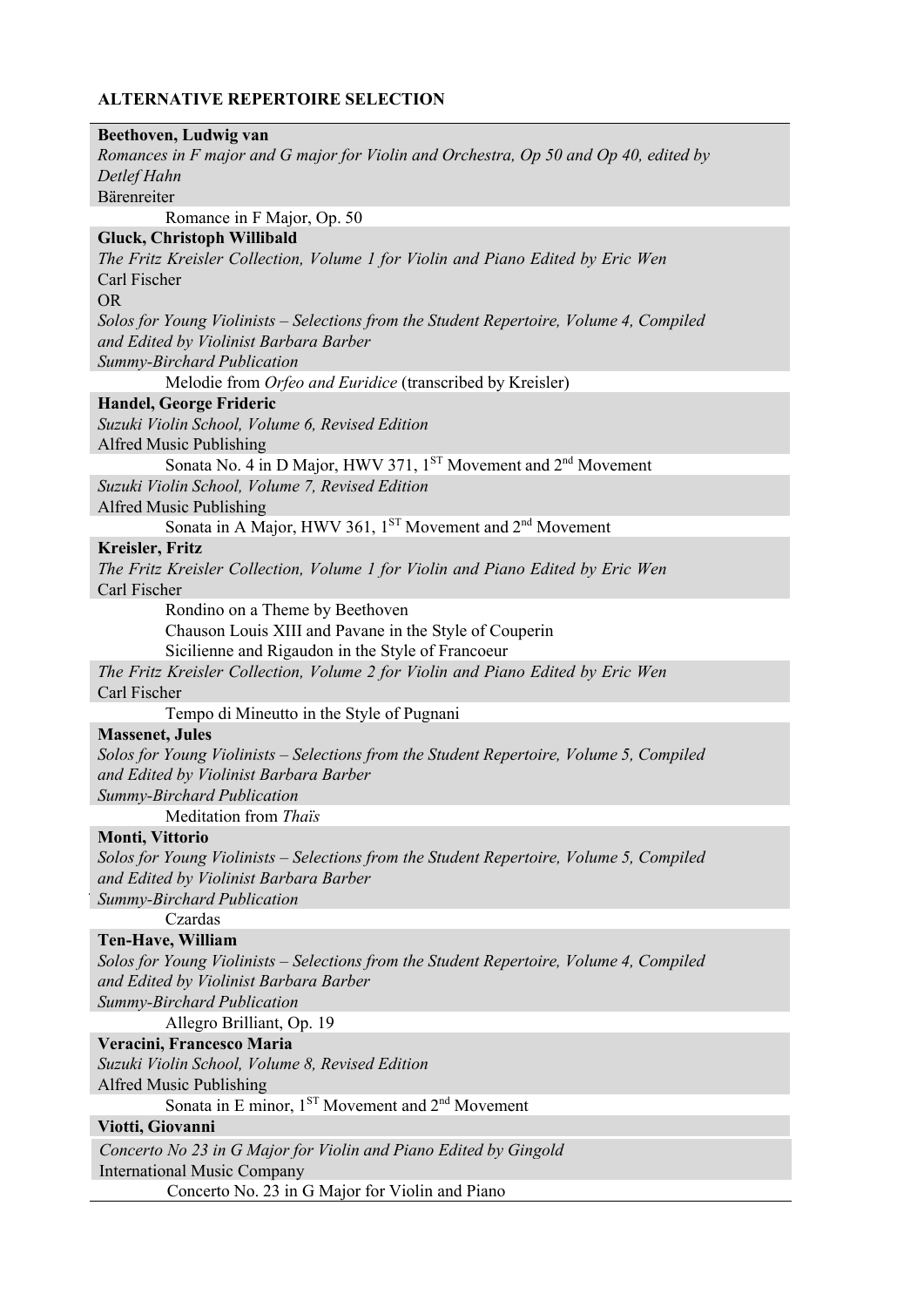**ALTERNATIVE REPERTOIRE SELECTION**

**Beethoven, Ludwig van**
*Romances in F major and G major for Violin and Orchestra, Op 50 and Op 40, edited by Detlef Hahn*
Bärenreiter

Romance in F Major, Op. 50

**Gluck, Christoph Willibald**
*The Fritz Kreisler Collection, Volume 1 for Violin and Piano Edited by Eric Wen*
Carl Fischer
OR
*Solos for Young Violinists – Selections from the Student Repertoire, Volume 4, Compiled and Edited by Violinist Barbara Barber*
*Summy-Birchard Publication*

Melodie from *Orfeo and Euridice* (transcribed by Kreisler)

**Handel, George Frideric**
*Suzuki Violin School, Volume 6, Revised Edition*
Alfred Music Publishing

Sonata No. 4 in D Major, HWV 371, 1ST Movement and 2nd Movement

*Suzuki Violin School, Volume 7, Revised Edition*
Alfred Music Publishing

Sonata in A Major, HWV 361, 1ST Movement and 2nd Movement

**Kreisler, Fritz**
*The Fritz Kreisler Collection, Volume 1 for Violin and Piano Edited by Eric Wen*
Carl Fischer

Rondino on a Theme by Beethoven
Chauson Louis XIII and Pavane in the Style of Couperin
Sicilienne and Rigaudon in the Style of Francoeur

*The Fritz Kreisler Collection, Volume 2 for Violin and Piano Edited by Eric Wen*
Carl Fischer

Tempo di Mineutto in the Style of Pugnani

**Massenet, Jules**
*Solos for Young Violinists – Selections from the Student Repertoire, Volume 5, Compiled and Edited by Violinist Barbara Barber*
*Summy-Birchard Publication*

Meditation from *Thaïs*

**Monti, Vittorio**
*Solos for Young Violinists – Selections from the Student Repertoire, Volume 5, Compiled and Edited by Violinist Barbara Barber*
*Summy-Birchard Publication*

Czardas

**Ten-Have, William**
*Solos for Young Violinists – Selections from the Student Repertoire, Volume 4, Compiled and Edited by Violinist Barbara Barber*
*Summy-Birchard Publication*

Allegro Brilliant, Op. 19

**Veracini, Francesco Maria**
*Suzuki Violin School, Volume 8, Revised Edition*
Alfred Music Publishing

Sonata in E minor, 1ST Movement and 2nd Movement

**Viotti, Giovanni**
*Concerto No 23 in G Major for Violin and Piano Edited by Gingold*
International Music Company

Concerto No. 23 in G Major for Violin and Piano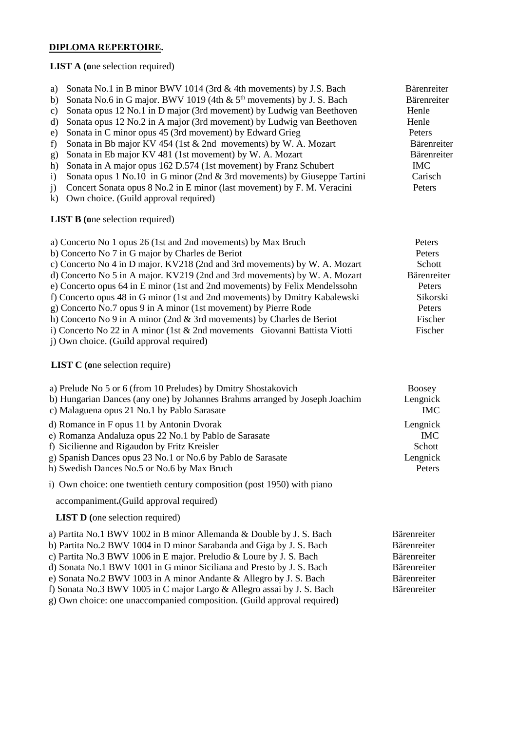**DIPLOMA REPERTOIRE.**

**LIST A (o**ne selection required)

| | | |
|---|---|---|
| a) | Sonata No.1 in B minor BWV 1014 (3rd & 4th movements) by J.S. Bach | Bärenreiter |
| b) | Sonata No.6 in G major. BWV 1019 (4th & 5th movements) by J. S. Bach | Bärenreiter |
| c) | Sonata opus 12 No.1 in D major (3rd movement) by Ludwig van Beethoven | Henle |
| d) | Sonata opus 12 No.2 in A major (3rd movement) by Ludwig van Beethoven | Henle |
| e) | Sonata in C minor opus 45 (3rd movement) by Edward Grieg | Peters |
| f) | Sonata in Bb major KV 454 (1st & 2nd movements) by W. A. Mozart | Bärenreiter |
| g) | Sonata in Eb major KV 481 (1st movement) by W. A. Mozart | Bärenreiter |
| h) | Sonata in A major opus 162 D.574 (1st movement) by Franz Schubert | IMC |
| i) | Sonata opus 1 No.10 in G minor (2nd & 3rd movements) by Giuseppe Tartini | Carisch |
| j) | Concert Sonata opus 8 No.2 in E minor (last movement) by F. M. Veracini | Peters |
| k) | Own choice. (Guild approval required) | |

**LIST B (o**ne selection required)

| | |
|---|---|
| a) Concerto No 1 opus 26 (1st and 2nd movements) by Max Bruch | Peters |
| b) Concerto No 7 in G major by Charles de Beriot | Peters |
| c) Concerto No 4 in D major. KV218 (2nd and 3rd movements) by W. A. Mozart | Schott |
| d) Concerto No 5 in A major. KV219 (2nd and 3rd movements) by W. A. Mozart | Bärenreiter |
| e) Concerto opus 64 in E minor (1st and 2nd movements) by Felix Mendelssohn | Peters |
| f) Concerto opus 48 in G minor (1st and 2nd movements) by Dmitry Kabalewski | Sikorski |
| g) Concerto No.7 opus 9 in A minor (1st movement) by Pierre Rode | Peters |
| h) Concerto No 9 in A minor (2nd & 3rd movements) by Charles de Beriot | Fischer |
| i) Concerto No 22 in A minor (1st & 2nd movements Giovanni Battista Viotti | Fischer |
| j) Own choice. (Guild approval required) | |

**LIST C (o**ne selection require)

| | |
|---|---|
| a) Prelude No 5 or 6 (from 10 Preludes) by Dmitry Shostakovich | Boosey |
| b) Hungarian Dances (any one) by Johannes Brahms arranged by Joseph Joachim | Lengnick |
| c) Malaguena opus 21 No.1 by Pablo Sarasate | IMC |
| d) Romance in F opus 11 by Antonin Dvorak | Lengnick |
| e) Romanza Andaluza opus 22 No.1 by Pablo de Sarasate | IMC |
| f) Sicilienne and Rigaudon by Fritz Kreisler | Schott |
| g) Spanish Dances opus 23 No.1 or No.6 by Pablo de Sarasate | Lengnick |
| h) Swedish Dances No.5 or No.6 by Max Bruch | Peters |

i) Own choice: one twentieth century composition (post 1950) with piano accompaniment**.**(Guild approval required)

**LIST D (**one selection required)

| | |
|---|---|
| a) Partita No.1 BWV 1002 in B minor Allemanda & Double by J. S. Bach | Bärenreiter |
| b) Partita No.2 BWV 1004 in D minor Sarabanda and Giga by J. S. Bach | Bärenreiter |
| c) Partita No.3 BWV 1006 in E major. Preludio & Loure by J. S. Bach | Bärenreiter |
| d) Sonata No.1 BWV 1001 in G minor Siciliana and Presto by J. S. Bach | Bärenreiter |
| e) Sonata No.2 BWV 1003 in A minor Andante & Allegro by J. S. Bach | Bärenreiter |
| f) Sonata No.3 BWV 1005 in C major Largo & Allegro assai by J. S. Bach | Bärenreiter |
| g) Own choice: one unaccompanied composition. (Guild approval required) | |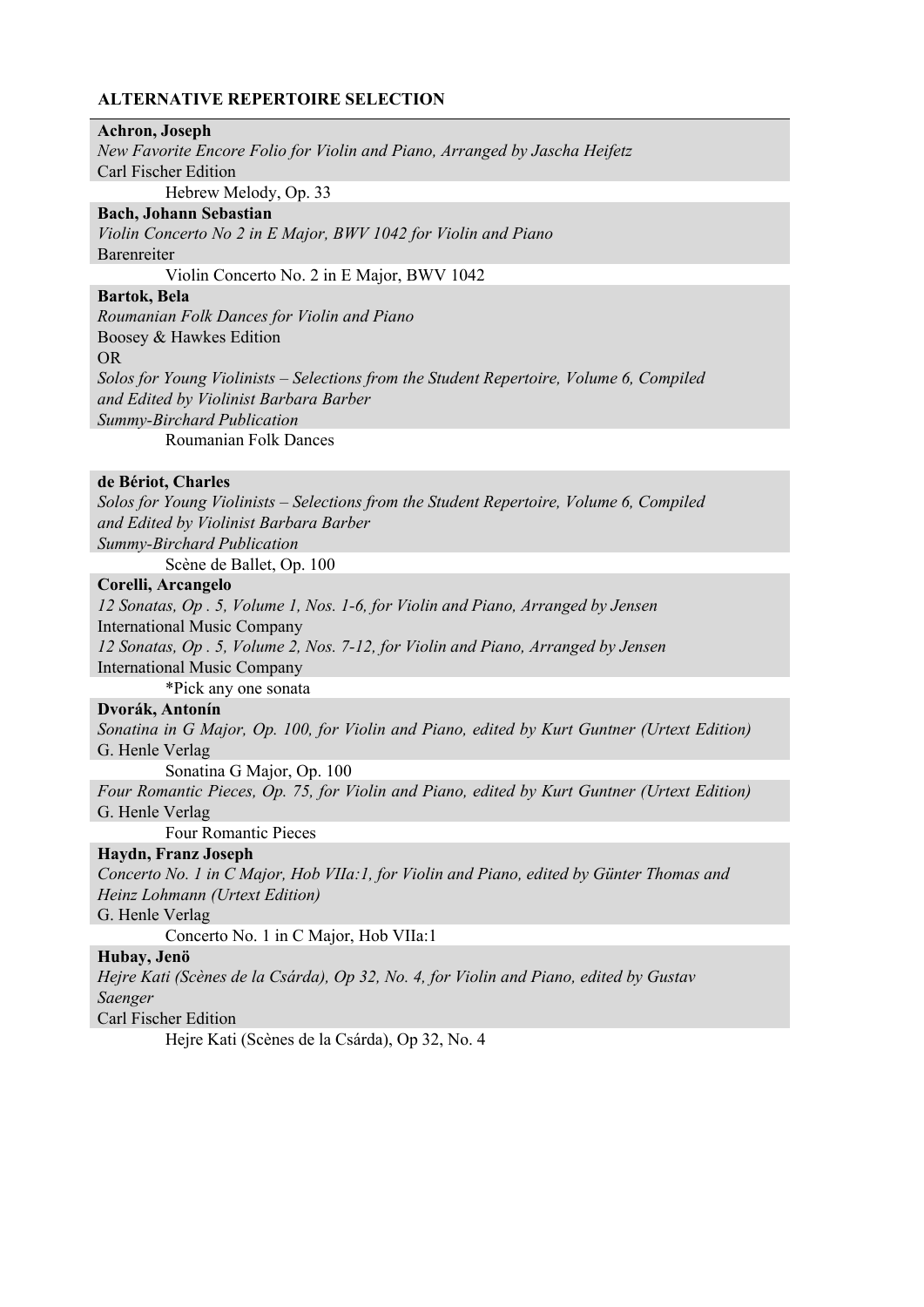**ALTERNATIVE REPERTOIRE SELECTION**

---

**Achron, Joseph**
*New Favorite Encore Folio for Violin and Piano, Arranged by Jascha Heifetz*
Carl Fischer Edition

Hebrew Melody, Op. 33

**Bach, Johann Sebastian**
*Violin Concerto No 2 in E Major, BWV 1042 for Violin and Piano*
Barenreiter

Violin Concerto No. 2 in E Major, BWV 1042

**Bartok, Bela**
*Roumanian Folk Dances for Violin and Piano*
Boosey & Hawkes Edition
OR
*Solos for Young Violinists – Selections from the Student Repertoire, Volume 6, Compiled and Edited by Violinist Barbara Barber*
*Summy-Birchard Publication*

Roumanian Folk Dances

**de Bériot, Charles**
*Solos for Young Violinists – Selections from the Student Repertoire, Volume 6, Compiled and Edited by Violinist Barbara Barber*
*Summy-Birchard Publication*

Scène de Ballet, Op. 100

**Corelli, Arcangelo**
*12 Sonatas, Op . 5, Volume 1, Nos. 1-6, for Violin and Piano, Arranged by Jensen*
International Music Company
*12 Sonatas, Op . 5, Volume 2, Nos. 7-12, for Violin and Piano, Arranged by Jensen*
International Music Company

*Pick any one sonata

**Dvorák, Antonín**
*Sonatina in G Major, Op. 100, for Violin and Piano, edited by Kurt Guntner (Urtext Edition)*
G. Henle Verlag

Sonatina G Major, Op. 100

*Four Romantic Pieces, Op. 75, for Violin and Piano, edited by Kurt Guntner (Urtext Edition)*
G. Henle Verlag

Four Romantic Pieces

**Haydn, Franz Joseph**
*Concerto No. 1 in C Major, Hob VIIa:1, for Violin and Piano, edited by Günter Thomas and Heinz Lohmann (Urtext Edition)*
G. Henle Verlag

Concerto No. 1 in C Major, Hob VIIa:1

**Hubay, Jenö**
*Hejre Kati (Scènes de la Csárda), Op 32, No. 4, for Violin and Piano, edited by Gustav Saenger*
Carl Fischer Edition

Hejre Kati (Scènes de la Csárda), Op 32, No. 4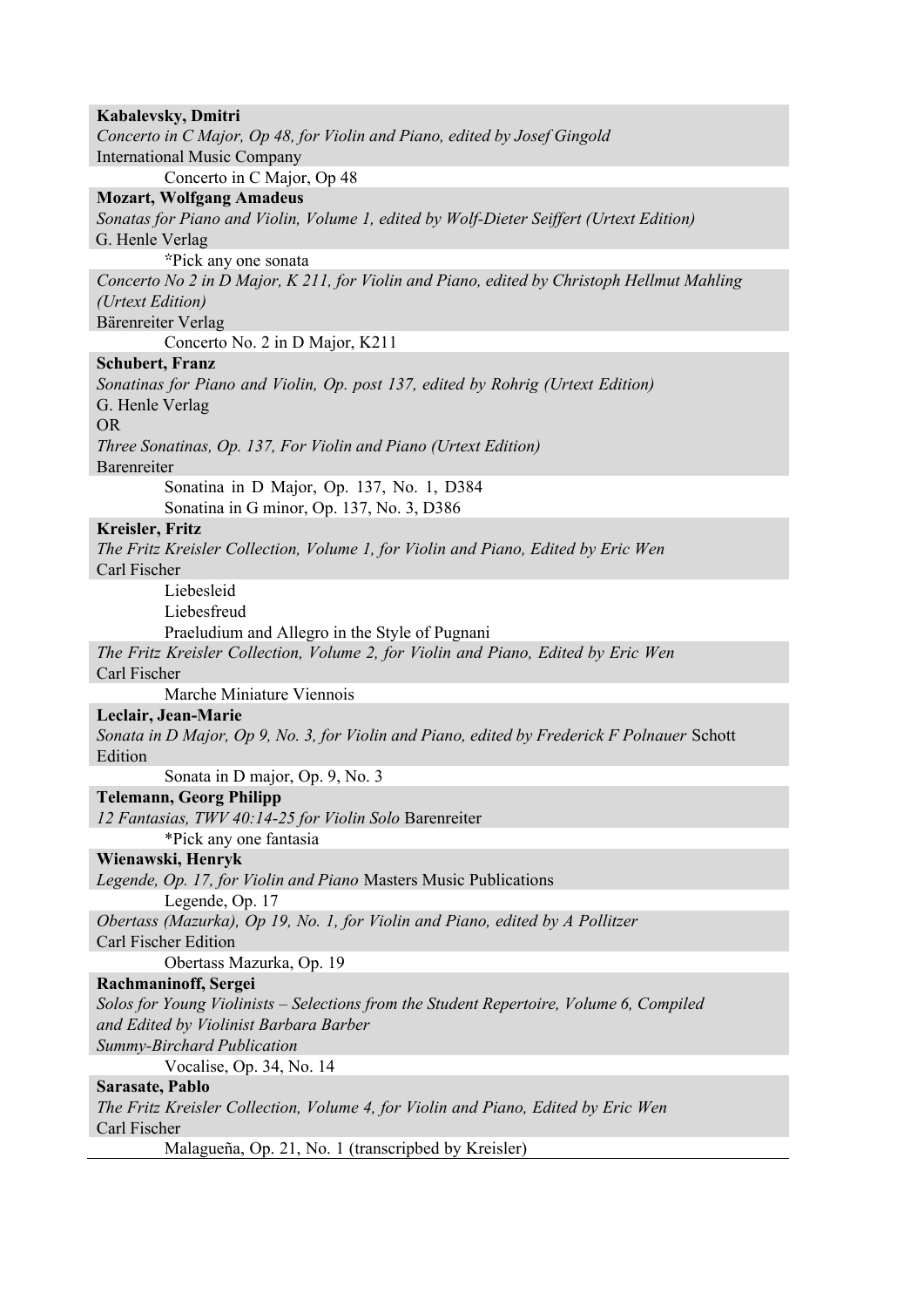**Kabalevsky, Dmitri**
*Concerto in C Major, Op 48, for Violin and Piano, edited by Josef Gingold*
International Music Company

Concerto in C Major, Op 48

**Mozart, Wolfgang Amadeus**
*Sonatas for Piano and Violin, Volume 1, edited by Wolf-Dieter Seiffert (Urtext Edition)*
G. Henle Verlag

*Pick any one sonata

*Concerto No 2 in D Major, K 211, for Violin and Piano, edited by Christoph Hellmut Mahling (Urtext Edition)*
Bärenreiter Verlag

Concerto No. 2 in D Major, K211

**Schubert, Franz**
*Sonatinas for Piano and Violin, Op. post 137, edited by Rohrig (Urtext Edition)*
G. Henle Verlag
OR
*Three Sonatinas, Op. 137, For Violin and Piano (Urtext Edition)*
Barenreiter

Sonatina in D Major, Op. 137, No. 1, D384
Sonatina in G minor, Op. 137, No. 3, D386

**Kreisler, Fritz**
*The Fritz Kreisler Collection, Volume 1, for Violin and Piano, Edited by Eric Wen*
Carl Fischer

Liebesleid
Liebesfreud
Praeludium and Allegro in the Style of Pugnani

*The Fritz Kreisler Collection, Volume 2, for Violin and Piano, Edited by Eric Wen*
Carl Fischer

Marche Miniature Viennois

**Leclair, Jean-Marie**
*Sonata in D Major, Op 9, No. 3, for Violin and Piano, edited by Frederick F Polnauer* Schott Edition

Sonata in D major, Op. 9, No. 3

**Telemann, Georg Philipp**
*12 Fantasias, TWV 40:14-25 for Violin Solo* Barenreiter

*Pick any one fantasia

**Wienawski, Henryk**
*Legende, Op. 17, for Violin and Piano* Masters Music Publications

Legende, Op. 17

*Obertass (Mazurka), Op 19, No. 1, for Violin and Piano, edited by A Pollitzer*
Carl Fischer Edition

Obertass Mazurka, Op. 19

**Rachmaninoff, Sergei**
*Solos for Young Violinists – Selections from the Student Repertoire, Volume 6, Compiled and Edited by Violinist Barbara Barber*
*Summy-Birchard Publication*

Vocalise, Op. 34, No. 14

**Sarasate, Pablo**
*The Fritz Kreisler Collection, Volume 4, for Violin and Piano, Edited by Eric Wen*
Carl Fischer

Malagueña, Op. 21, No. 1 (transcripbed by Kreisler)